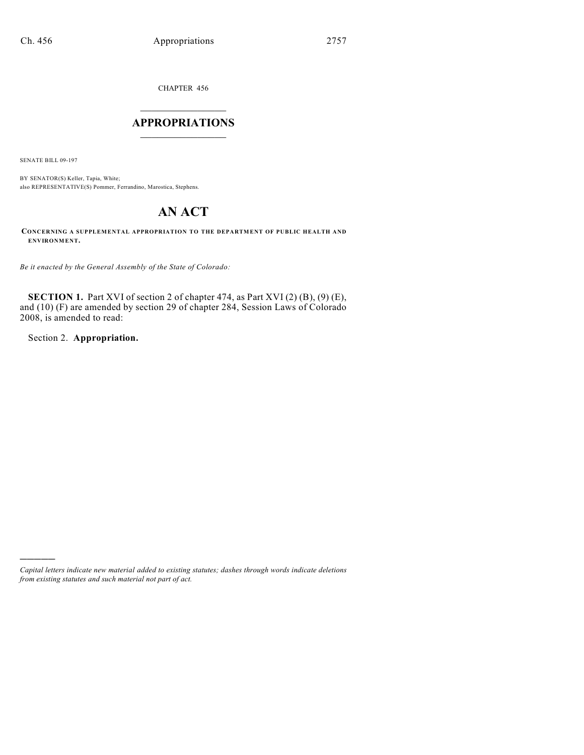CHAPTER 456

# APPROPRIATIONS

SENATE BILL 09-197

BY SENATOR(S) Keller, Tapia, White;
also REPRESENTATIVE(S) Pommer, Ferrandino, Marostica, Stephens.

# AN ACT

**CONCERNING A SUPPLEMENTAL APPROPRIATION TO THE DEPARTMENT OF PUBLIC HEALTH AND ENVIRONMENT.**

*Be it enacted by the General Assembly of the State of Colorado:*

**SECTION 1.** Part XVI of section 2 of chapter 474, as Part XVI (2) (B), (9) (E), and (10) (F) are amended by section 29 of chapter 284, Session Laws of Colorado 2008, is amended to read:

Section 2. **Appropriation.**

*Capital letters indicate new material added to existing statutes; dashes through words indicate deletions from existing statutes and such material not part of act.*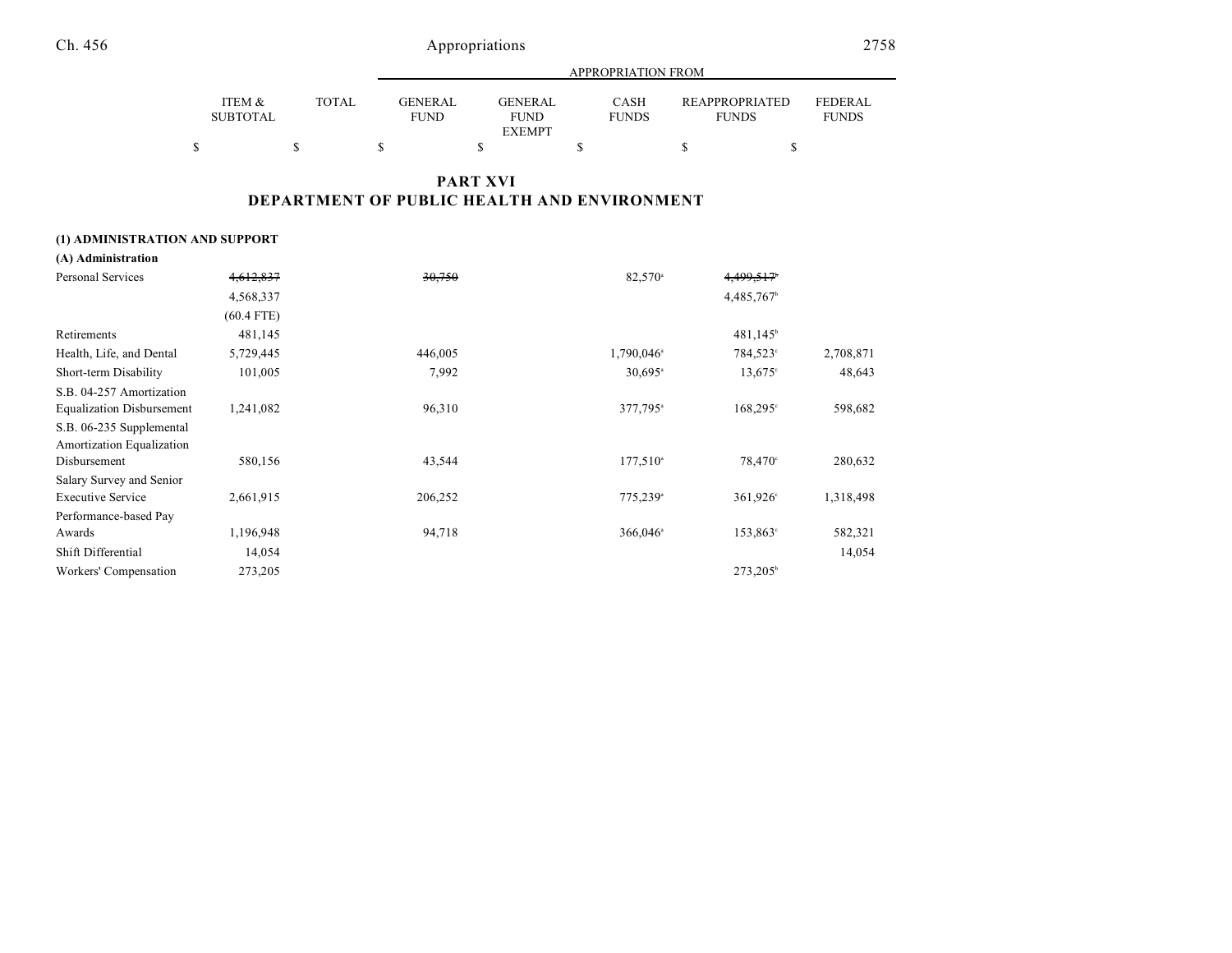## PART XVI
## DEPARTMENT OF PUBLIC HEALTH AND ENVIRONMENT

|  | ITEM & SUBTOTAL | TOTAL | GENERAL FUND | GENERAL FUND EXEMPT | CASH FUNDS | REAPPROPRIATED FUNDS | FEDERAL FUNDS |
|---|---|---|---|---|---|---|---|
|  | $ | $ | $ | $ | $ | $ | $ |
| **(1) ADMINISTRATION AND SUPPORT** |  |  |  |  |  |  |  |
| **(A) Administration** |  |  |  |  |  |  |  |
| Personal Services | ~~4,612,837~~ |  | ~~30,750~~ |  | 82,570[a] | ~~4,499,517[b]~~ |  |
|  | 4,568,337 |  |  |  |  | 4,485,767[b] |  |
|  | (60.4 FTE) |  |  |  |  |  |  |
| Retirements | 481,145 |  |  |  |  | 481,145[b] |  |
| Health, Life, and Dental | 5,729,445 |  | 446,005 |  | 1,790,046[a] | 784,523[c] | 2,708,871 |
| Short-term Disability | 101,005 |  | 7,992 |  | 30,695[a] | 13,675[c] | 48,643 |
| S.B. 04-257 Amortization Equalization Disbursement | 1,241,082 |  | 96,310 |  | 377,795[a] | 168,295[c] | 598,682 |
| S.B. 06-235 Supplemental Amortization Equalization Disbursement | 580,156 |  | 43,544 |  | 177,510[a] | 78,470[c] | 280,632 |
| Salary Survey and Senior Executive Service | 2,661,915 |  | 206,252 |  | 775,239[a] | 361,926[c] | 1,318,498 |
| Performance-based Pay Awards | 1,196,948 |  | 94,718 |  | 366,046[a] | 153,863[c] | 582,321 |
| Shift Differential | 14,054 |  |  |  |  |  | 14,054 |
| Workers' Compensation | 273,205 |  |  |  |  | 273,205[b] |  |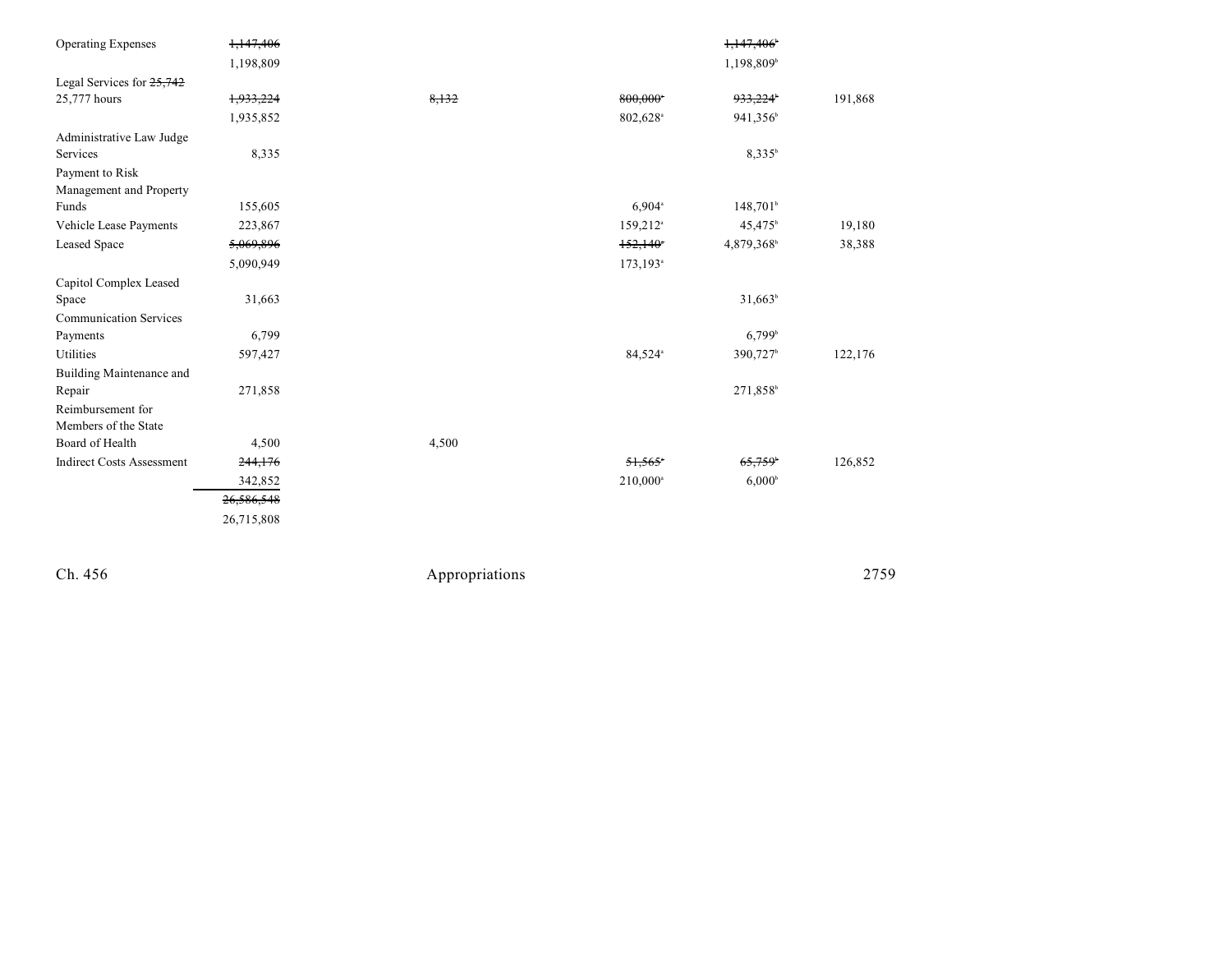| | | | | | |
|---|---|---|---|---|---|
| Operating Expenses | ~~1,147,406~~ | | | ~~1,147,406~~[b] | |
| | 1,198,809 | | | 1,198,809[b] | |
| Legal Services for ~~25,742~~ 25,777 hours | ~~1,933,224~~ | ~~8,132~~ | ~~800,000~~[a] | ~~933,224~~[b] | 191,868 |
| | 1,935,852 | | 802,628[a] | 941,356[b] | |
| Administrative Law Judge Services | 8,335 | | | 8,335[b] | |
| Payment to Risk Management and Property Funds | 155,605 | | 6,904[a] | 148,701[b] | |
| Vehicle Lease Payments | 223,867 | | 159,212[a] | 45,475[b] | 19,180 |
| Leased Space | ~~5,069,896~~ | | ~~152,140~~[a] | 4,879,368[b] | 38,388 |
| | 5,090,949 | | 173,193[a] | | |
| Capitol Complex Leased Space | 31,663 | | | 31,663[b] | |
| Communication Services Payments | 6,799 | | | 6,799[b] | |
| Utilities | 597,427 | | 84,524[a] | 390,727[b] | 122,176 |
| Building Maintenance and Repair | 271,858 | | | 271,858[b] | |
| Reimbursement for Members of the State Board of Health | 4,500 | 4,500 | | | |
| Indirect Costs Assessment | ~~244,176~~ | | ~~51,565~~[a] | ~~65,759~~[b] | 126,852 |
| | 342,852 | | 210,000[a] | 6,000[b] | |
| | ~~26,586,548~~ | | | | |
| | 26,715,808 | | | | |

Ch. 456 Appropriations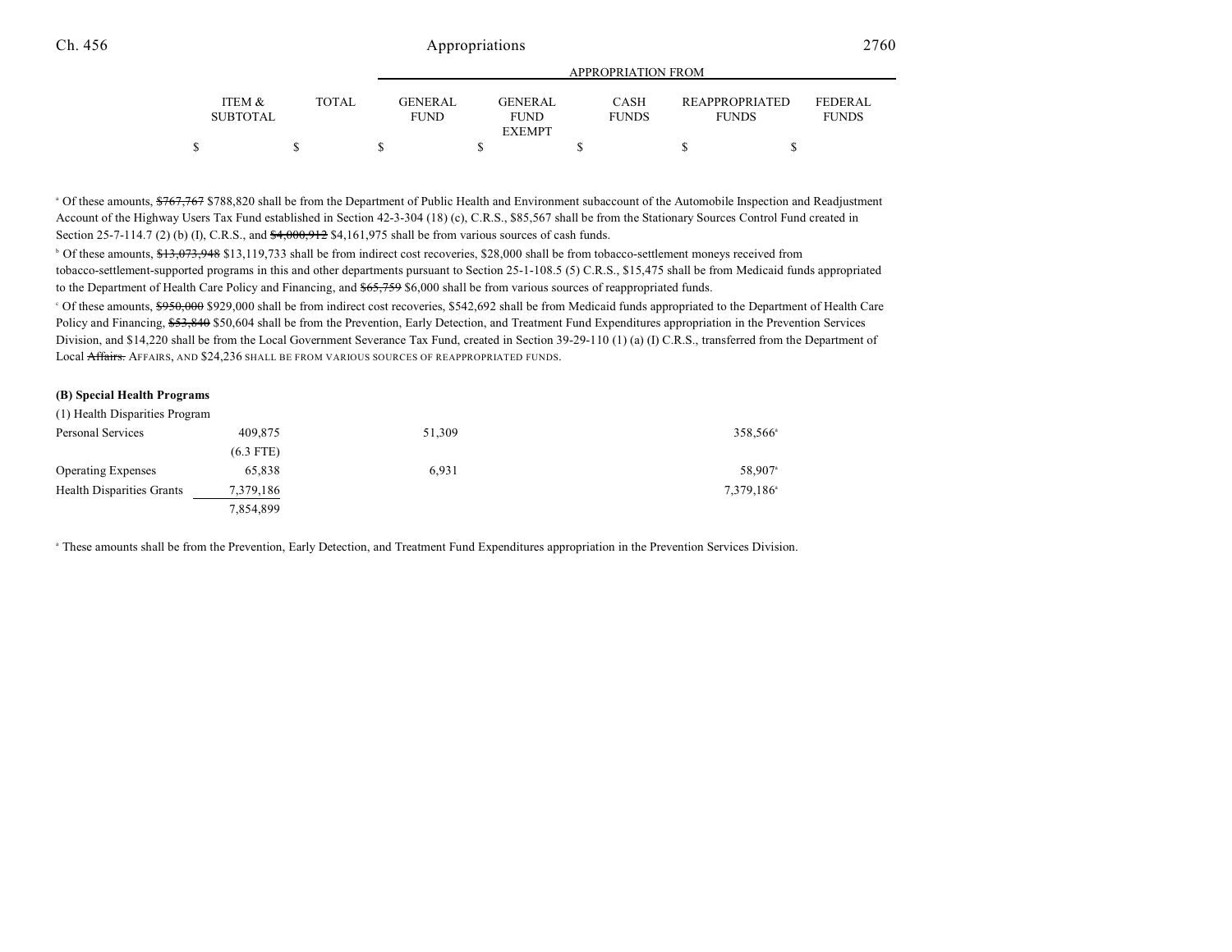| | ITEM & SUBTOTAL | TOTAL | GENERAL FUND | GENERAL FUND EXEMPT | CASH FUNDS | REAPPROPRIATED FUNDS | FEDERAL FUNDS |
|---|---|---|---|---|---|---|---|
| | | | APPROPRIATION FROM | | | | |
| | $ | $ | $ | $ | $ | $ | $ |

[a] Of these amounts, ~~$767,767~~ $788,820 shall be from the Department of Public Health and Environment subaccount of the Automobile Inspection and Readjustment Account of the Highway Users Tax Fund established in Section 42-3-304 (18) (c), C.R.S., $85,567 shall be from the Stationary Sources Control Fund created in Section 25-7-114.7 (2) (b) (I), C.R.S., and ~~$4,000,912~~ $4,161,975 shall be from various sources of cash funds.

[b] Of these amounts, ~~$13,073,948~~ $13,119,733 shall be from indirect cost recoveries, $28,000 shall be from tobacco-settlement moneys received from tobacco-settlement-supported programs in this and other departments pursuant to Section 25-1-108.5 (5) C.R.S., $15,475 shall be from Medicaid funds appropriated to the Department of Health Care Policy and Financing, and ~~$65,759~~ $6,000 shall be from various sources of reappropriated funds.

[c] Of these amounts, ~~$950,000~~ $929,000 shall be from indirect cost recoveries, $542,692 shall be from Medicaid funds appropriated to the Department of Health Care Policy and Financing, ~~$53,840~~ $50,604 shall be from the Prevention, Early Detection, and Treatment Fund Expenditures appropriation in the Prevention Services Division, and $14,220 shall be from the Local Government Severance Tax Fund, created in Section 39-29-110 (1) (a) (I) C.R.S., transferred from the Department of Local ~~Affairs.~~ AFFAIRS, AND $24,236 SHALL BE FROM VARIOUS SOURCES OF REAPPROPRIATED FUNDS.

**(B) Special Health Programs**

| | ITEM & SUBTOTAL | TOTAL | GENERAL FUND | GENERAL FUND EXEMPT | CASH FUNDS | REAPPROPRIATED FUNDS | FEDERAL FUNDS |
|---|---|---|---|---|---|---|---|
| (1) Health Disparities Program | | | | | | | |
| Personal Services | 409,875 | | 51,309 | | | 358,566[a] | |
| | (6.3 FTE) | | | | | | |
| Operating Expenses | 65,838 | | 6,931 | | | 58,907[a] | |
| Health Disparities Grants | 7,379,186 | | | | | 7,379,186[a] | |
| | 7,854,899 | | | | | | |

[a] These amounts shall be from the Prevention, Early Detection, and Treatment Fund Expenditures appropriation in the Prevention Services Division.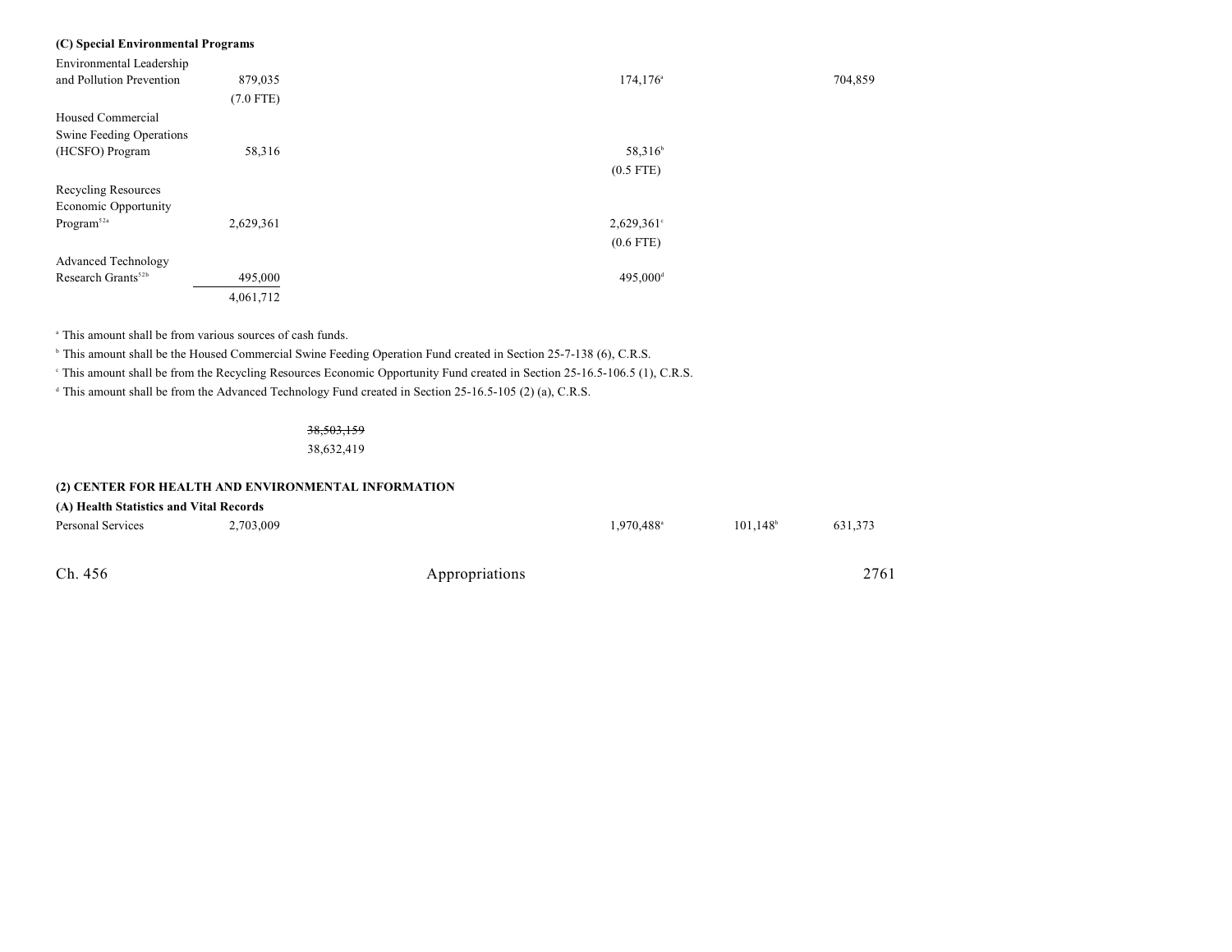**(C) Special Environmental Programs**

| | | | | | | |
|---|---|---|---|---|---|---|
| Environmental Leadership and Pollution Prevention | 879,035 | | | 174,176[a] | | 704,859 |
| | (7.0 FTE) | | | | | |
| Housed Commercial Swine Feeding Operations (HCSFO) Program | 58,316 | | | 58,316[b] | | |
| | | | | (0.5 FTE) | | |
| Recycling Resources Economic Opportunity Program[52a] | 2,629,361 | | | 2,629,361[c] | | |
| | | | | (0.6 FTE) | | |
| Advanced Technology Research Grants[52b] | 495,000 | | | 495,000[d] | | |
| | 4,061,712 | | | | | |

[a] This amount shall be from various sources of cash funds.

[b] This amount shall be the Housed Commercial Swine Feeding Operation Fund created in Section 25-7-138 (6), C.R.S.

[c] This amount shall be from the Recycling Resources Economic Opportunity Fund created in Section 25-16.5-106.5 (1), C.R.S.

[d] This amount shall be from the Advanced Technology Fund created in Section 25-16.5-105 (2) (a), C.R.S.

~~38,503,159~~
38,632,419

**(2) CENTER FOR HEALTH AND ENVIRONMENTAL INFORMATION**

**(A) Health Statistics and Vital Records**

| | | | | | | |
|---|---|---|---|---|---|---|
| Personal Services | 2,703,009 | | | 1,970,488[a] | 101,148[b] | 631,373 |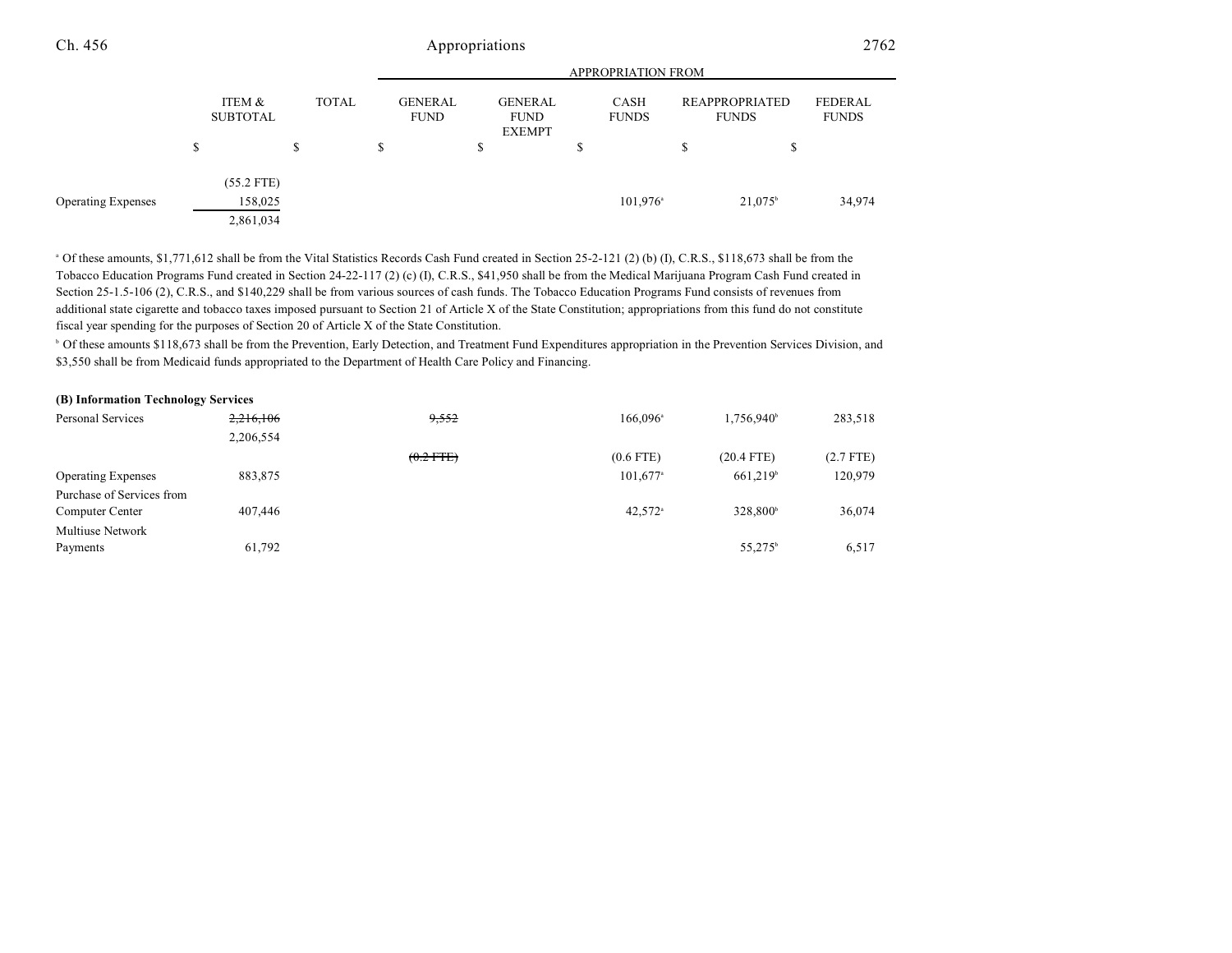| | ITEM & SUBTOTAL | TOTAL | GENERAL FUND | GENERAL FUND EXEMPT | CASH FUNDS | REAPPROPRIATED FUNDS | FEDERAL FUNDS |
|---|---|---|---|---|---|---|---|
| | $ | $ | $ | $ | $ | $ | $ |
| | (55.2 FTE) | | | | | | |
| Operating Expenses | 158,025 | | | | 101,976[a] | 21,075[b] | 34,974 |
| | 2,861,034 | | | | | | |

[a] Of these amounts, $1,771,612 shall be from the Vital Statistics Records Cash Fund created in Section 25-2-121 (2) (b) (I), C.R.S., $118,673 shall be from the Tobacco Education Programs Fund created in Section 24-22-117 (2) (c) (I), C.R.S., $41,950 shall be from the Medical Marijuana Program Cash Fund created in Section 25-1.5-106 (2), C.R.S., and $140,229 shall be from various sources of cash funds. The Tobacco Education Programs Fund consists of revenues from additional state cigarette and tobacco taxes imposed pursuant to Section 21 of Article X of the State Constitution; appropriations from this fund do not constitute fiscal year spending for the purposes of Section 20 of Article X of the State Constitution.

[b] Of these amounts $118,673 shall be from the Prevention, Early Detection, and Treatment Fund Expenditures appropriation in the Prevention Services Division, and $3,550 shall be from Medicaid funds appropriated to the Department of Health Care Policy and Financing.

**(B) Information Technology Services**

| | ITEM & SUBTOTAL | TOTAL | GENERAL FUND | GENERAL FUND EXEMPT | CASH FUNDS | REAPPROPRIATED FUNDS | FEDERAL FUNDS |
|---|---|---|---|---|---|---|---|
| Personal Services | ~~2,216,106~~ 2,206,554 | | ~~9,552~~ | | 166,096[a] | 1,756,940[b] | 283,518 |
| | | | ~~(0.2 FTE)~~ | | (0.6 FTE) | (20.4 FTE) | (2.7 FTE) |
| Operating Expenses | 883,875 | | | | 101,677[a] | 661,219[b] | 120,979 |
| Purchase of Services from Computer Center | 407,446 | | | | 42,572[a] | 328,800[b] | 36,074 |
| Multiuse Network Payments | 61,792 | | | | | 55,275[b] | 6,517 |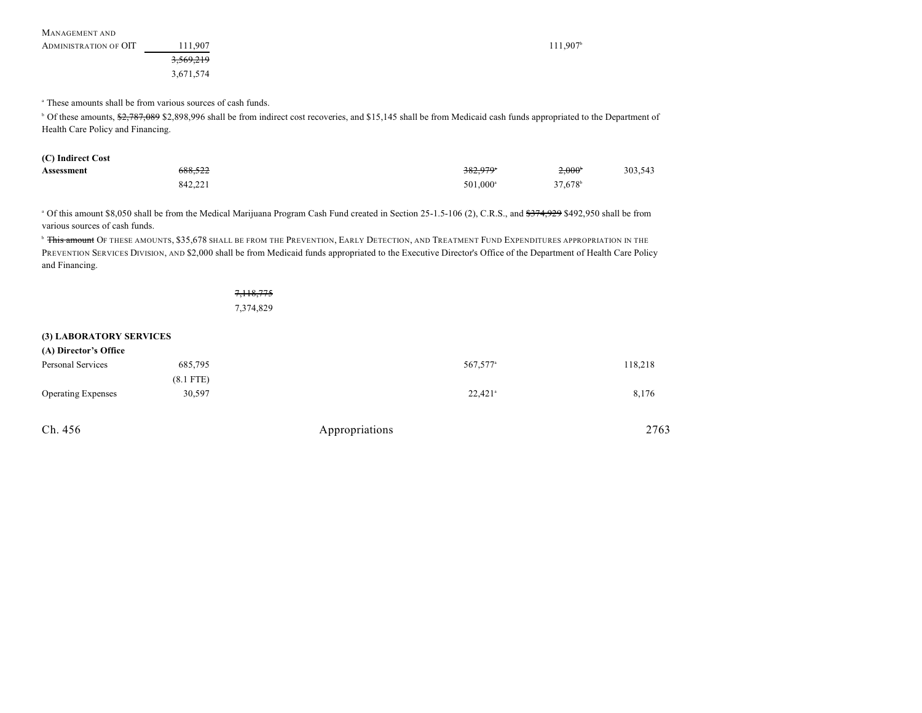| | | | | | | | |
|---|---|---|---|---|---|---|---|
| MANAGEMENT AND ADMINISTRATION OF OIT | 111,907 | | | | | 111,907[b] | |
| | ~~3,569,219~~ | | | | | | |
| | 3,671,574 | | | | | | |

[a] These amounts shall be from various sources of cash funds.

[b] Of these amounts, ~~$2,787,089~~ $2,898,996 shall be from indirect cost recoveries, and $15,145 shall be from Medicaid cash funds appropriated to the Department of Health Care Policy and Financing.

| | | | | | | | |
|---|---|---|---|---|---|---|---|
| **(C) Indirect Cost Assessment** | ~~688,522~~ | | | | ~~382,979[a]~~ | ~~2,000[b]~~ | 303,543 |
| | 842,221 | | | | 501,000[a] | 37,678[b] | |

[a] Of this amount $8,050 shall be from the Medical Marijuana Program Cash Fund created in Section 25-1.5-106 (2), C.R.S., and ~~$374,929~~ $492,950 shall be from various sources of cash funds.

[b] ~~This amount~~ OF THESE AMOUNTS, $35,678 SHALL BE FROM THE PREVENTION, EARLY DETECTION, AND TREATMENT FUND EXPENDITURES APPROPRIATION IN THE PREVENTION SERVICES DIVISION, AND $2,000 shall be from Medicaid funds appropriated to the Executive Director's Office of the Department of Health Care Policy and Financing.

| | | | | | | | |
|---|---|---|---|---|---|---|---|
| | | ~~7,118,775~~ | | | | | |
| | | 7,374,829 | | | | | |
| **(3) LABORATORY SERVICES** | | | | | | | |
| **(A) Director's Office** | | | | | | | |
| Personal Services | 685,795 | | | | 567,577[a] | | 118,218 |
| | (8.1 FTE) | | | | | | |
| Operating Expenses | 30,597 | | | | 22,421[a] | | 8,176 |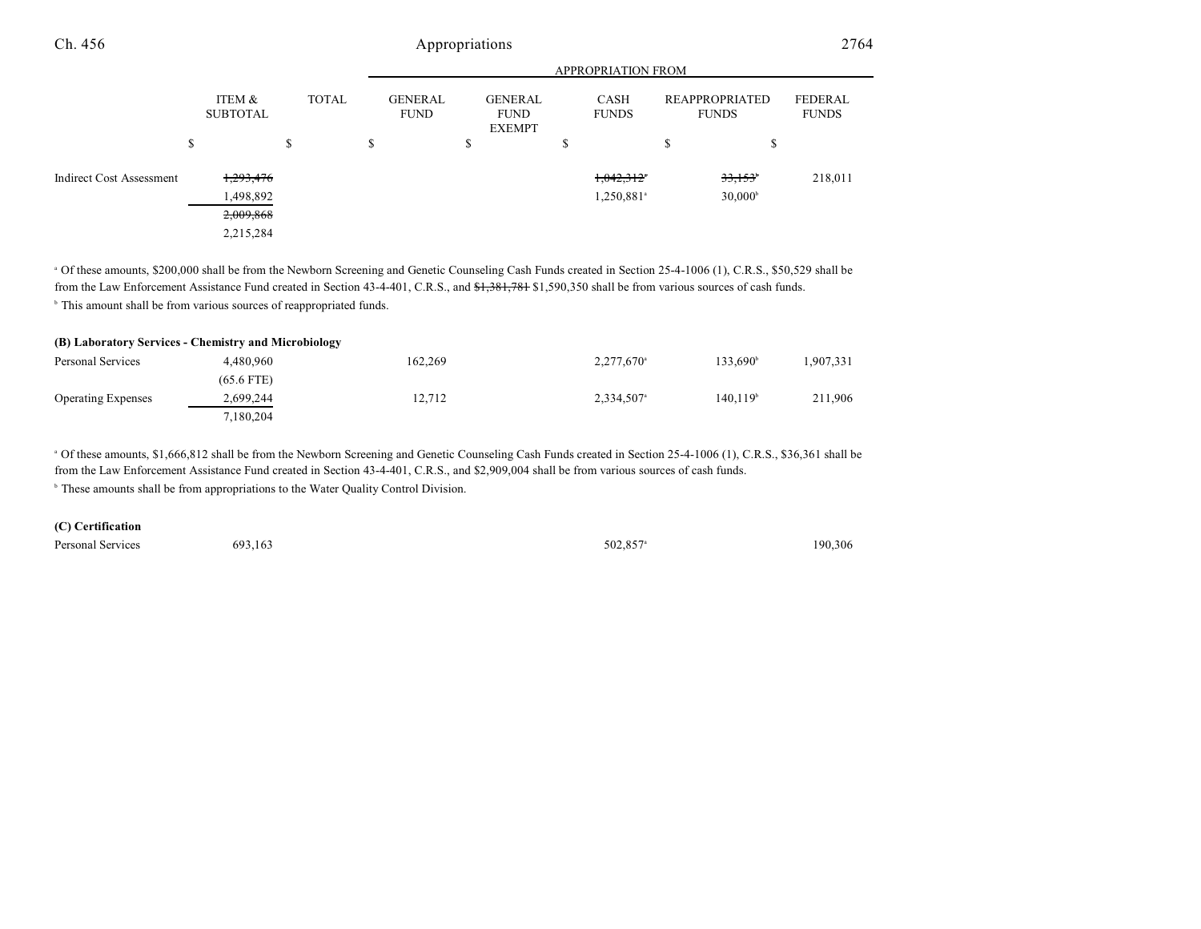| | ITEM & SUBTOTAL | TOTAL | APPROPRIATION FROM | | | | |
|---|---|---|---|---|---|---|---|
| | | | GENERAL FUND | GENERAL FUND EXEMPT | CASH FUNDS | REAPPROPRIATED FUNDS | FEDERAL FUNDS |
| | $ | $ | $ | $ | $ | $ | $ |
| Indirect Cost Assessment | ~~1,293,476~~ | | | | ~~1,042,312~~[a] | ~~33,153~~[b] | 218,011 |
| | 1,498,892 | | | | 1,250,881[a] | 30,000[b] | |
| | ~~2,009,868~~ | | | | | | |
| | 2,215,284 | | | | | | |

[a] Of these amounts, $200,000 shall be from the Newborn Screening and Genetic Counseling Cash Funds created in Section 25-4-1006 (1), C.R.S., $50,529 shall be from the Law Enforcement Assistance Fund created in Section 43-4-401, C.R.S., and ~~$1,381,781~~ $1,590,350 shall be from various sources of cash funds.

[b] This amount shall be from various sources of reappropriated funds.

**(B) Laboratory Services - Chemistry and Microbiology**

| | ITEM & SUBTOTAL | TOTAL | GENERAL FUND | GENERAL FUND EXEMPT | CASH FUNDS | REAPPROPRIATED FUNDS | FEDERAL FUNDS |
|---|---|---|---|---|---|---|---|
| Personal Services | 4,480,960 | | 162,269 | | 2,277,670[a] | 133,690[b] | 1,907,331 |
| | (65.6 FTE) | | | | | | |
| Operating Expenses | 2,699,244 | | 12,712 | | 2,334,507[a] | 140,119[b] | 211,906 |
| | 7,180,204 | | | | | | |

[a] Of these amounts, $1,666,812 shall be from the Newborn Screening and Genetic Counseling Cash Funds created in Section 25-4-1006 (1), C.R.S., $36,361 shall be from the Law Enforcement Assistance Fund created in Section 43-4-401, C.R.S., and $2,909,004 shall be from various sources of cash funds.

[b] These amounts shall be from appropriations to the Water Quality Control Division.

**(C) Certification**

| | ITEM & SUBTOTAL | TOTAL | GENERAL FUND | GENERAL FUND EXEMPT | CASH FUNDS | REAPPROPRIATED FUNDS | FEDERAL FUNDS |
|---|---|---|---|---|---|---|---|
| Personal Services | 693,163 | | | | 502,857[a] | | 190,306 |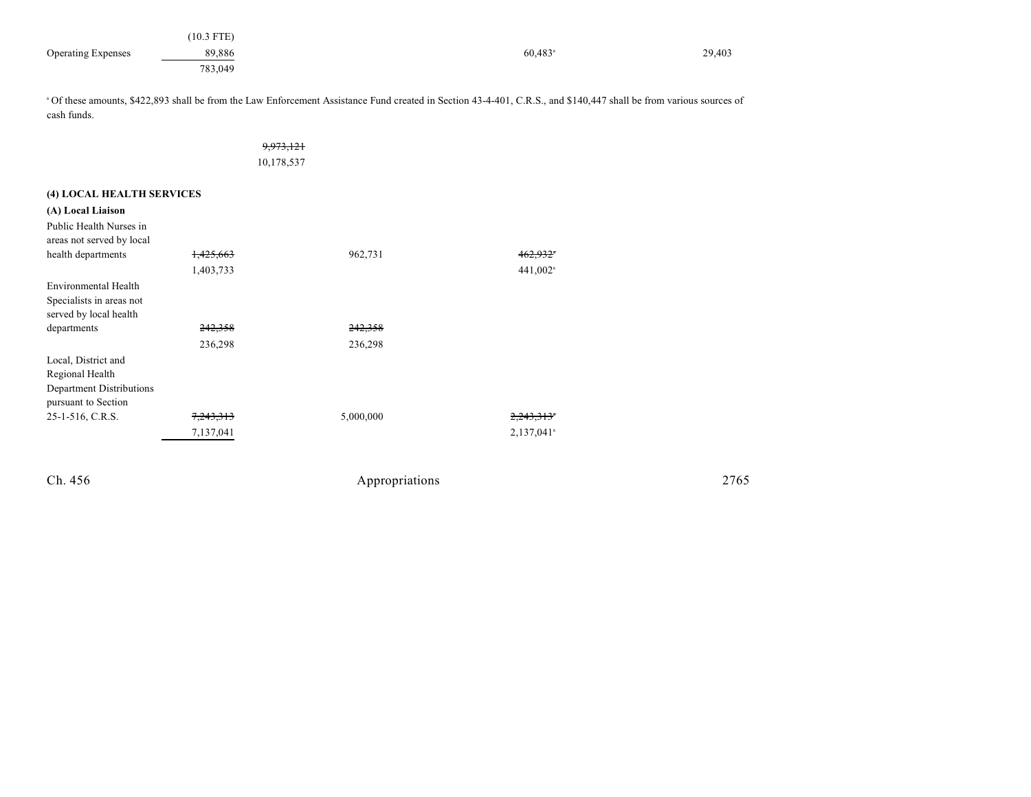| | | | | | |
|---|---|---|---|---|---|
| | (10.3 FTE) | | | | |
| Operating Expenses | 89,886 | | | 60,483[a] | 29,403 |
| | 783,049 | | | | |

[a] Of these amounts, $422,893 shall be from the Law Enforcement Assistance Fund created in Section 43-4-401, C.R.S., and $140,447 shall be from various sources of cash funds.

| | | | | |
|---|---|---|---|---|
| | | ~~9,973,121~~ | | |
| | | 10,178,537 | | |

**(4) LOCAL HEALTH SERVICES**

**(A) Local Liaison**

| | | | | |
|---|---|---|---|---|
| Public Health Nurses in areas not served by local health departments | ~~1,425,663~~ | | 962,731 | ~~462,932~~[a] |
| | 1,403,733 | | | 441,002[a] |
| Environmental Health Specialists in areas not served by local health departments | ~~242,358~~ | | ~~242,358~~ | |
| | 236,298 | | 236,298 | |
| Local, District and Regional Health Department Distributions pursuant to Section 25-1-516, C.R.S. | ~~7,243,313~~ | | 5,000,000 | ~~2,243,313~~[a] |
| | 7,137,041 | | | 2,137,041[a] |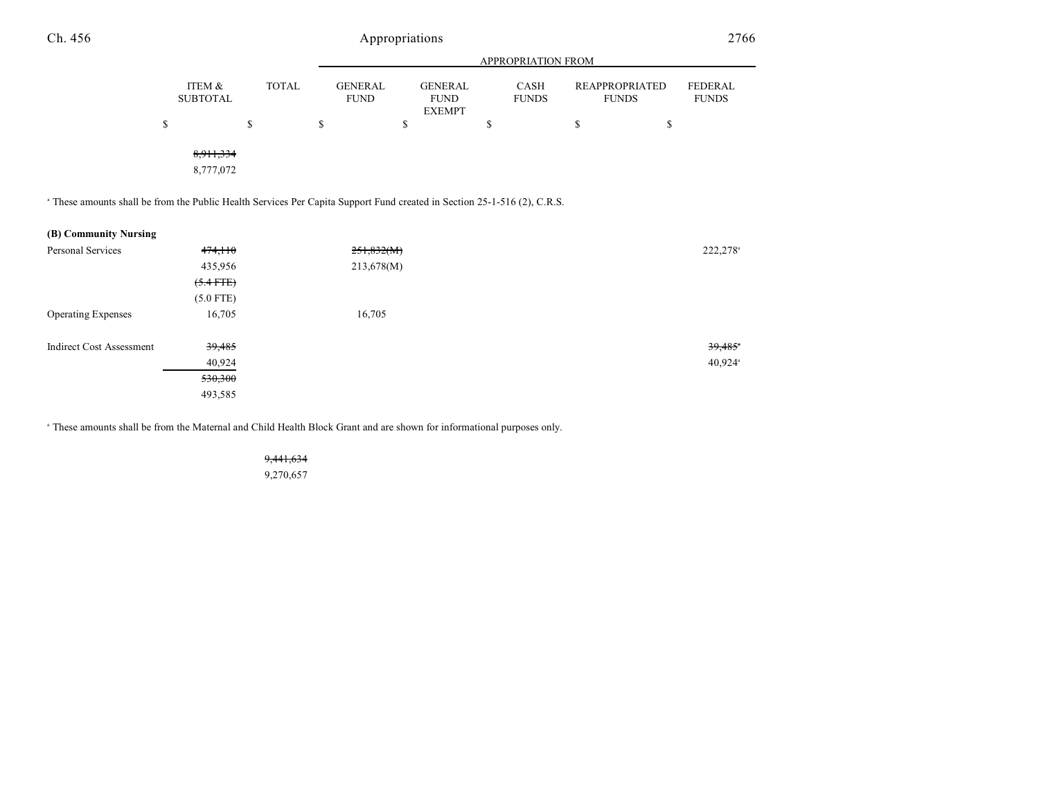| | ITEM & SUBTOTAL | TOTAL | GENERAL FUND | GENERAL FUND EXEMPT | CASH FUNDS | REAPPROPRIATED FUNDS | FEDERAL FUNDS |
|---|---|---|---|---|---|---|---|
| | $ | $ | $ | $ | $ | $ | $ |
| | ~~8,911,334~~ | | | | | | |
| | 8,777,072 | | | | | | |

[a] These amounts shall be from the Public Health Services Per Capita Support Fund created in Section 25-1-516 (2), C.R.S.

| | ITEM & SUBTOTAL | TOTAL | GENERAL FUND | GENERAL FUND EXEMPT | CASH FUNDS | REAPPROPRIATED FUNDS | FEDERAL FUNDS |
|---|---|---|---|---|---|---|---|
| **(B) Community Nursing** | | | | | | | |
| Personal Services | ~~474,110~~ | | ~~251,832(M)~~ | | | | 222,278[a] |
| | 435,956 | | 213,678(M) | | | | |
| | ~~(5.4 FTE)~~ | | | | | | |
| | (5.0 FTE) | | | | | | |
| Operating Expenses | 16,705 | | 16,705 | | | | |
| Indirect Cost Assessment | ~~39,485~~ | | | | | | ~~39,485~~[a] |
| | 40,924 | | | | | | 40,924[a] |
| | ~~530,300~~ | | | | | | |
| | 493,585 | | | | | | |

[a] These amounts shall be from the Maternal and Child Health Block Grant and are shown for informational purposes only.

| | ITEM & SUBTOTAL | TOTAL |
|---|---|---|
| | | ~~9,441,634~~ |
| | | 9,270,657 |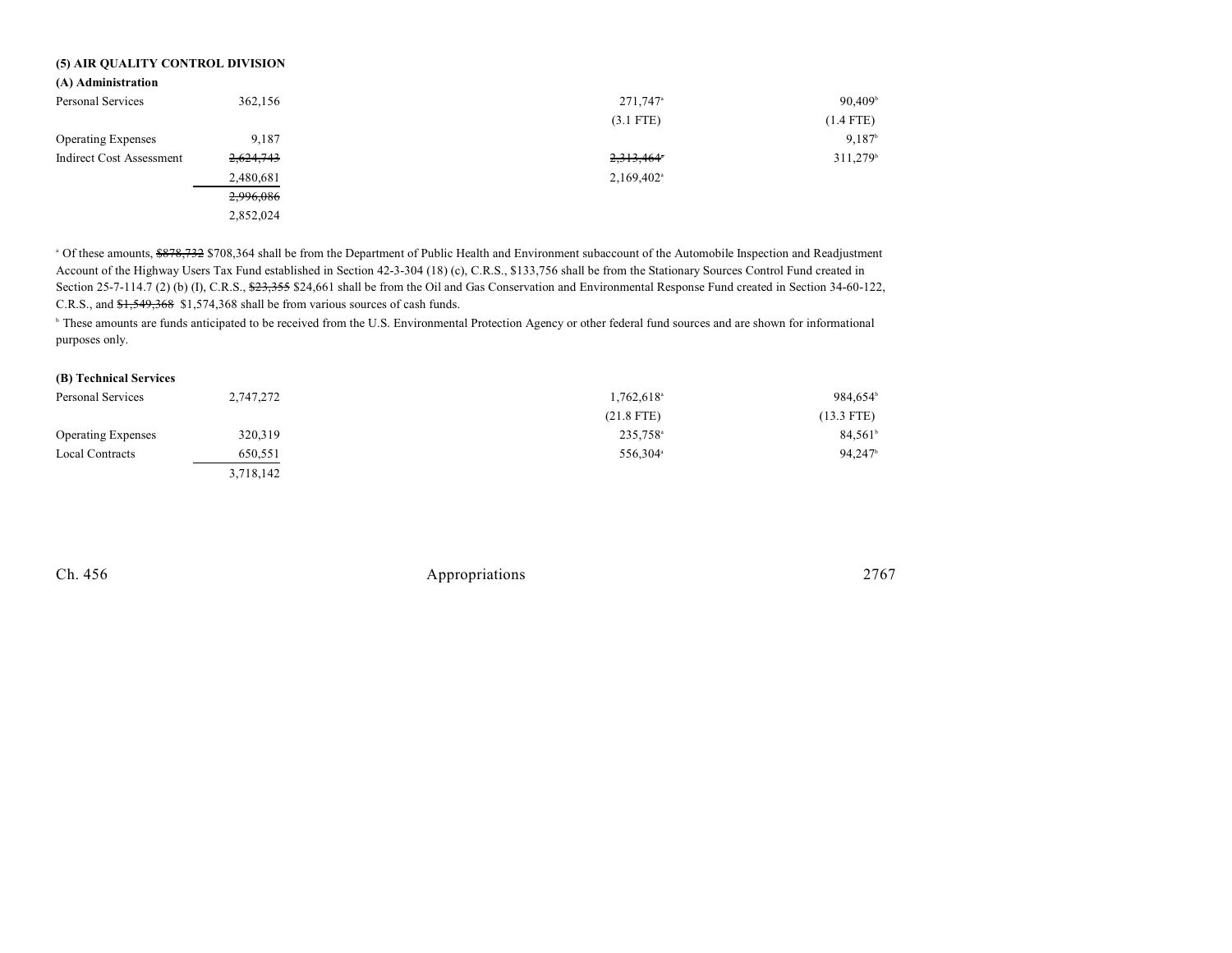## (5) AIR QUALITY CONTROL DIVISION

### (A) Administration

| | | | |
|---|---|---|---|
| Personal Services | 362,156 | 271,747[a] | 90,409[b] |
| | | (3.1 FTE) | (1.4 FTE) |
| Operating Expenses | 9,187 | | 9,187[b] |
| Indirect Cost Assessment | ~~2,624,743~~ | ~~2,313,464~~[a] | 311,279[b] |
| | 2,480,681 | 2,169,402[a] | |
| | ~~2,996,086~~ | | |
| | 2,852,024 | | |

[a] Of these amounts, ~~$878,732~~ $708,364 shall be from the Department of Public Health and Environment subaccount of the Automobile Inspection and Readjustment Account of the Highway Users Tax Fund established in Section 42-3-304 (18) (c), C.R.S., $133,756 shall be from the Stationary Sources Control Fund created in Section 25-7-114.7 (2) (b) (I), C.R.S., ~~$23,355~~ $24,661 shall be from the Oil and Gas Conservation and Environmental Response Fund created in Section 34-60-122, C.R.S., and ~~$1,549,368~~ $1,574,368 shall be from various sources of cash funds.

[b] These amounts are funds anticipated to be received from the U.S. Environmental Protection Agency or other federal fund sources and are shown for informational purposes only.

### (B) Technical Services

| | | | |
|---|---|---|---|
| Personal Services | 2,747,272 | 1,762,618[a] | 984,654[b] |
| | | (21.8 FTE) | (13.3 FTE) |
| Operating Expenses | 320,319 | 235,758[a] | 84,561[b] |
| Local Contracts | 650,551 | 556,304[a] | 94,247[b] |
| | 3,718,142 | | |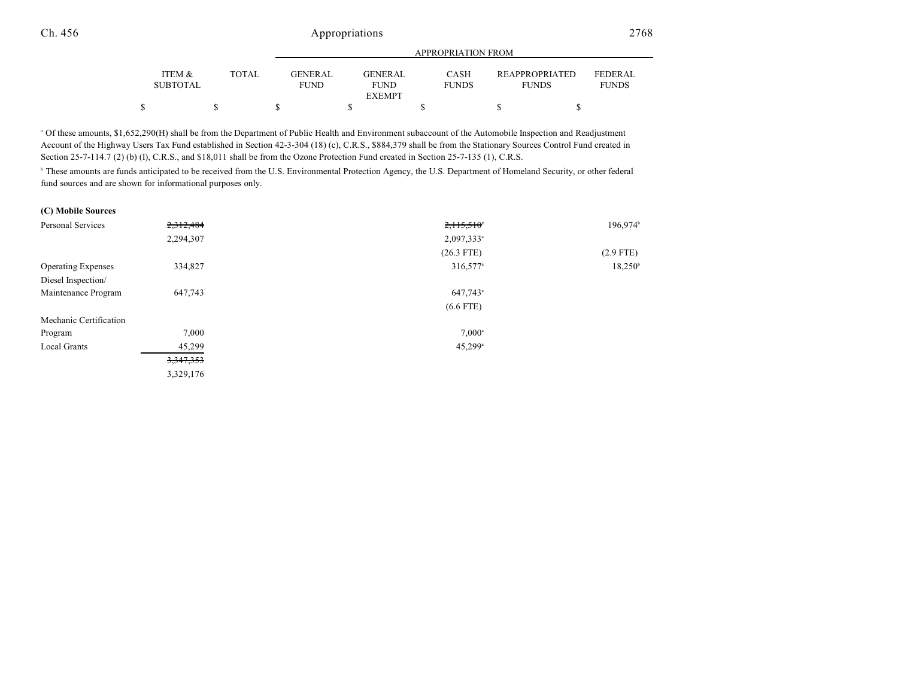| | ITEM & SUBTOTAL | TOTAL | GENERAL FUND | GENERAL FUND EXEMPT | CASH FUNDS | REAPPROPRIATED FUNDS | FEDERAL FUNDS |
|---|---|---|---|---|---|---|---|
| | $ | $ | $ | $ | $ | $ | $ |

[a] Of these amounts, $1,652,290(H) shall be from the Department of Public Health and Environment subaccount of the Automobile Inspection and Readjustment Account of the Highway Users Tax Fund established in Section 42-3-304 (18) (c), C.R.S., $884,379 shall be from the Stationary Sources Control Fund created in Section 25-7-114.7 (2) (b) (I), C.R.S., and $18,011 shall be from the Ozone Protection Fund created in Section 25-7-135 (1), C.R.S.

[b] These amounts are funds anticipated to be received from the U.S. Environmental Protection Agency, the U.S. Department of Homeland Security, or other federal fund sources and are shown for informational purposes only.

**(C) Mobile Sources**

| | ITEM & SUBTOTAL | TOTAL | GENERAL FUND | GENERAL FUND EXEMPT | CASH FUNDS | REAPPROPRIATED FUNDS | FEDERAL FUNDS |
|---|---|---|---|---|---|---|---|
| Personal Services | ~~2,312,484~~ | | | | ~~2,115,510~~[a] | | 196,974[b] |
| | 2,294,307 | | | | 2,097,333[a] | | |
| | | | | | (26.3 FTE) | | (2.9 FTE) |
| Operating Expenses | 334,827 | | | | 316,577[a] | | 18,250[b] |
| Diesel Inspection/ Maintenance Program | 647,743 | | | | 647,743[a] | | |
| | | | | | (6.6 FTE) | | |
| Mechanic Certification Program | 7,000 | | | | 7,000[a] | | |
| Local Grants | 45,299 | | | | 45,299[a] | | |
| | ~~3,347,353~~ | | | | | | |
| | 3,329,176 | | | | | | |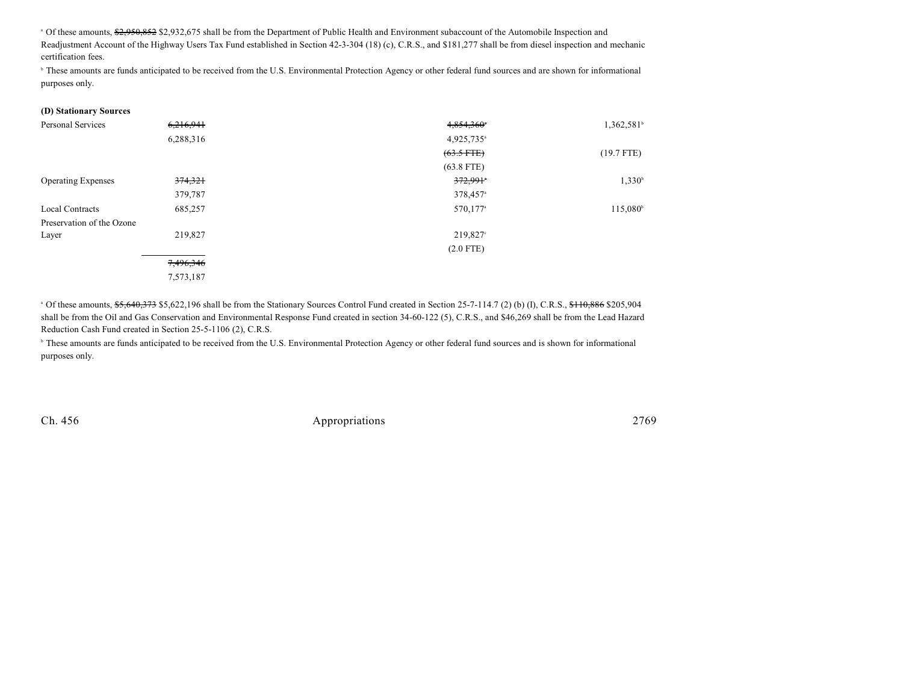[a] Of these amounts, ~~$2,950,852~~ $2,932,675 shall be from the Department of Public Health and Environment subaccount of the Automobile Inspection and Readjustment Account of the Highway Users Tax Fund established in Section 42-3-304 (18) (c), C.R.S., and $181,277 shall be from diesel inspection and mechanic certification fees.

[b] These amounts are funds anticipated to be received from the U.S. Environmental Protection Agency or other federal fund sources and are shown for informational purposes only.

**(D) Stationary Sources**

| | | | |
|---|---|---|---|
| Personal Services | ~~6,216,941~~ | ~~4,854,360~~[a] | 1,362,581[b] |
| | 6,288,316 | 4,925,735[a] | |
| | | ~~(63.5 FTE)~~ | (19.7 FTE) |
| | | (63.8 FTE) | |
| Operating Expenses | ~~374,321~~ | ~~372,991~~[a] | 1,330[b] |
| | 379,787 | 378,457[a] | |
| Local Contracts | 685,257 | 570,177[a] | 115,080[b] |
| Preservation of the Ozone Layer | 219,827 | 219,827[c] | |
| | | (2.0 FTE) | |
| | ~~7,496,346~~ | | |
| | 7,573,187 | | |

[a] Of these amounts, ~~$5,640,373~~ $5,622,196 shall be from the Stationary Sources Control Fund created in Section 25-7-114.7 (2) (b) (I), C.R.S., ~~$110,886~~ $205,904 shall be from the Oil and Gas Conservation and Environmental Response Fund created in section 34-60-122 (5), C.R.S., and $46,269 shall be from the Lead Hazard Reduction Cash Fund created in Section 25-5-1106 (2), C.R.S.

[b] These amounts are funds anticipated to be received from the U.S. Environmental Protection Agency or other federal fund sources and is shown for informational purposes only.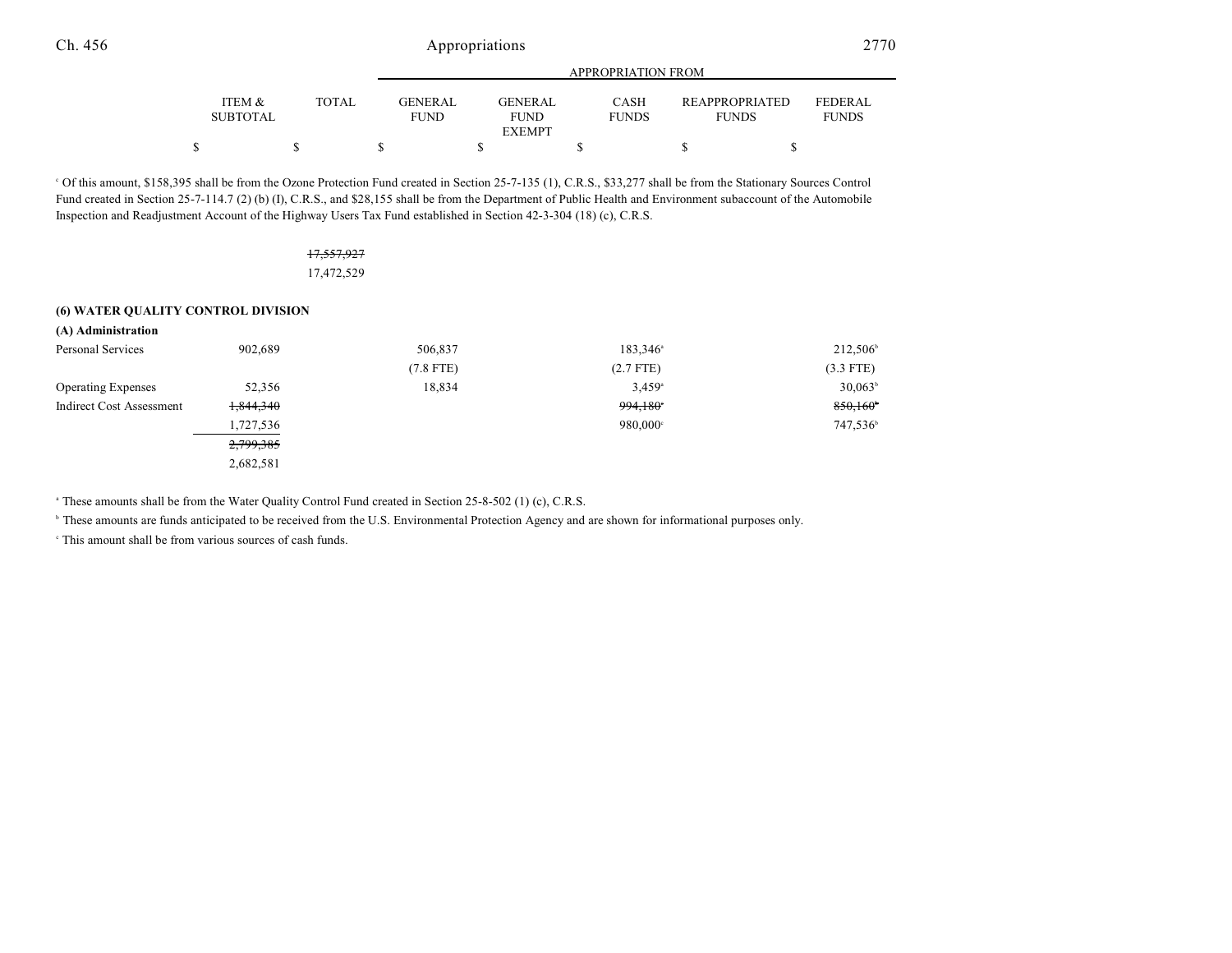| | ITEM & SUBTOTAL | TOTAL | GENERAL FUND | GENERAL FUND EXEMPT | CASH FUNDS | REAPPROPRIATED FUNDS | FEDERAL FUNDS |
|---|---|---|---|---|---|---|---|
| | $ | $ | $ | $ | $ | $ | $ |

[c] Of this amount, $158,395 shall be from the Ozone Protection Fund created in Section 25-7-135 (1), C.R.S., $33,277 shall be from the Stationary Sources Control Fund created in Section 25-7-114.7 (2) (b) (I), C.R.S., and $28,155 shall be from the Department of Public Health and Environment subaccount of the Automobile Inspection and Readjustment Account of the Highway Users Tax Fund established in Section 42-3-304 (18) (c), C.R.S.

| | ITEM & SUBTOTAL | TOTAL | GENERAL FUND | GENERAL FUND EXEMPT | CASH FUNDS | REAPPROPRIATED FUNDS | FEDERAL FUNDS |
|---|---|---|---|---|---|---|---|
| | | ~~17,557,927~~ 17,472,529 | | | | | |
| **(6) WATER QUALITY CONTROL DIVISION** | | | | | | | |
| **(A) Administration** | | | | | | | |
| Personal Services | 902,689 | | 506,837 (7.8 FTE) | | 183,346[a] (2.7 FTE) | | 212,506[b] (3.3 FTE) |
| Operating Expenses | 52,356 | | 18,834 | | 3,459[a] | | 30,063[b] |
| Indirect Cost Assessment | ~~1,844,340~~ 1,727,536 | | | | ~~994,180~~[c] 980,000[c] | | ~~850,160~~[b] 747,536[b] |
| | ~~2,799,385~~ 2,682,581 | | | | | | |

[a] These amounts shall be from the Water Quality Control Fund created in Section 25-8-502 (1) (c), C.R.S.

[b] These amounts are funds anticipated to be received from the U.S. Environmental Protection Agency and are shown for informational purposes only.

[c] This amount shall be from various sources of cash funds.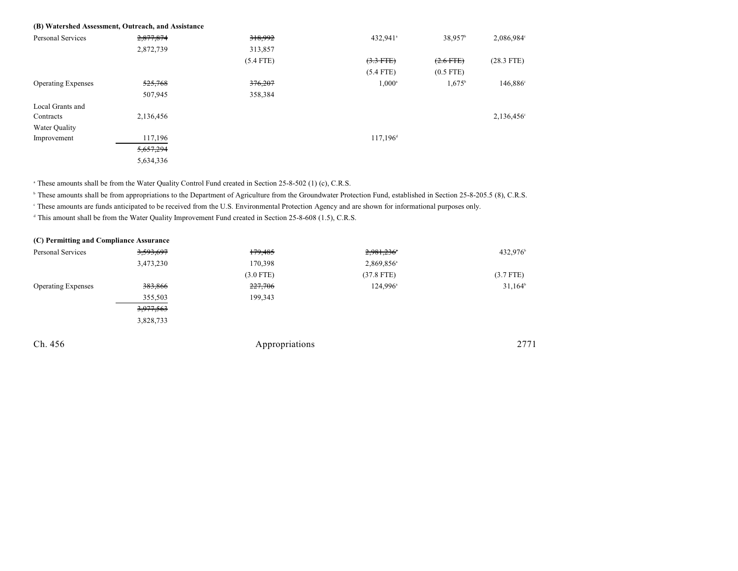**(B) Watershed Assessment, Outreach, and Assistance**

| | | | | | |
|---|---|---|---|---|---|
| Personal Services | ~~2,877,874~~ | ~~318,992~~ | 432,941[a] | 38,957[b] | 2,086,984[c] |
| | 2,872,739 | 313,857 | | | |
| | | (5.4 FTE) | ~~(3.3 FTE)~~ | ~~(2.6 FTE)~~ | (28.3 FTE) |
| | | | (5.4 FTE) | (0.5 FTE) | |
| Operating Expenses | ~~525,768~~ | ~~376,207~~ | 1,000[a] | 1,675[b] | 146,886[c] |
| | 507,945 | 358,384 | | | |
| Local Grants and Contracts | 2,136,456 | | | | 2,136,456[c] |
| Water Quality Improvement | 117,196 | | 117,196[d] | | |
| | ~~5,657,294~~ | | | | |
| | 5,634,336 | | | | |

[a] These amounts shall be from the Water Quality Control Fund created in Section 25-8-502 (1) (c), C.R.S.

[b] These amounts shall be from appropriations to the Department of Agriculture from the Groundwater Protection Fund, established in Section 25-8-205.5 (8), C.R.S.

[c] These amounts are funds anticipated to be received from the U.S. Environmental Protection Agency and are shown for informational purposes only.

[d] This amount shall be from the Water Quality Improvement Fund created in Section 25-8-608 (1.5), C.R.S.

**(C) Permitting and Compliance Assurance**

| | | | | | |
|---|---|---|---|---|---|
| Personal Services | ~~3,593,697~~ | ~~179,485~~ | ~~2,981,236~~[a] | | 432,976[b] |
| | 3,473,230 | 170,398 | 2,869,856[a] | | |
| | | (3.0 FTE) | (37.8 FTE) | | (3.7 FTE) |
| Operating Expenses | ~~383,866~~ | ~~227,706~~ | 124,996[a] | | 31,164[b] |
| | 355,503 | 199,343 | | | |
| | ~~3,977,563~~ | | | | |
| | 3,828,733 | | | | |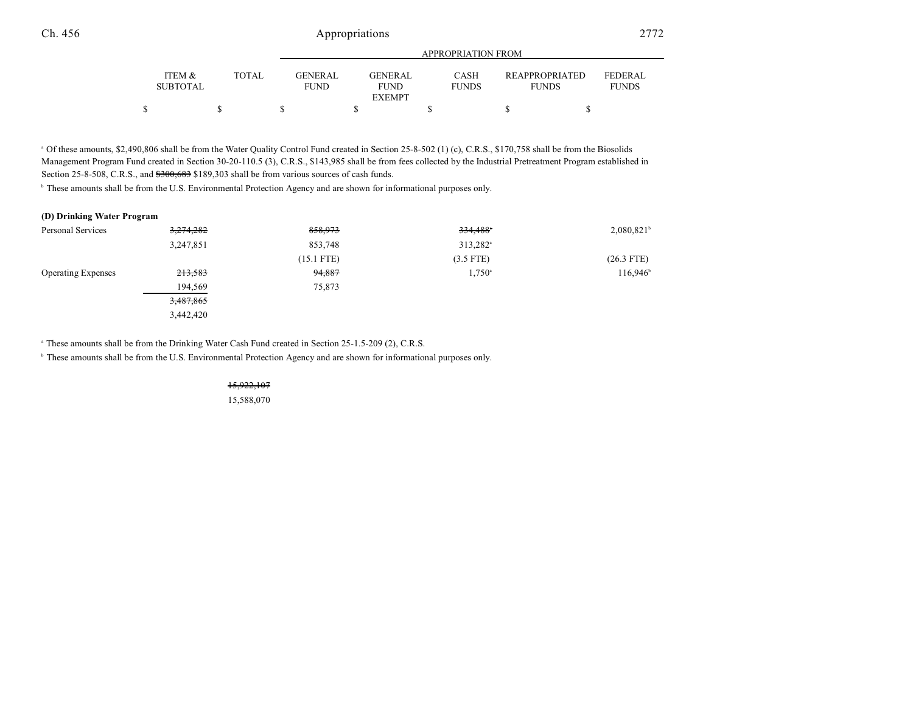| | ITEM & SUBTOTAL | TOTAL | GENERAL FUND | GENERAL FUND EXEMPT | CASH FUNDS | REAPPROPRIATED FUNDS | FEDERAL FUNDS |
|---|---|---|---|---|---|---|---|
| | | | APPROPRIATION FROM | | | | |
| | $ | $ | $ | $ | $ | $ | $ |

[a] Of these amounts, $2,490,806 shall be from the Water Quality Control Fund created in Section 25-8-502 (1) (c), C.R.S., $170,758 shall be from the Biosolids Management Program Fund created in Section 30-20-110.5 (3), C.R.S., $143,985 shall be from fees collected by the Industrial Pretreatment Program established in Section 25-8-508, C.R.S., and ~~$300,683~~ $189,303 shall be from various sources of cash funds.

[b] These amounts shall be from the U.S. Environmental Protection Agency and are shown for informational purposes only.

**(D) Drinking Water Program**

| | ITEM & SUBTOTAL | TOTAL | GENERAL FUND | GENERAL FUND EXEMPT | CASH FUNDS | REAPPROPRIATED FUNDS | FEDERAL FUNDS |
|---|---|---|---|---|---|---|---|
| Personal Services | ~~3,274,282~~ | | ~~858,973~~ | | ~~334,488~~[a] | | 2,080,821[b] |
| | 3,247,851 | | 853,748 | | 313,282[a] | | |
| | | | (15.1 FTE) | | (3.5 FTE) | | (26.3 FTE) |
| Operating Expenses | ~~213,583~~ | | ~~94,887~~ | | 1,750[a] | | 116,946[b] |
| | 194,569 | | 75,873 | | | | |
| | ~~3,487,865~~ | | | | | | |
| | 3,442,420 | | | | | | |

[a] These amounts shall be from the Drinking Water Cash Fund created in Section 25-1.5-209 (2), C.R.S.

[b] These amounts shall be from the U.S. Environmental Protection Agency and are shown for informational purposes only.

| | ITEM & SUBTOTAL | TOTAL | GENERAL FUND | GENERAL FUND EXEMPT | CASH FUNDS | REAPPROPRIATED FUNDS | FEDERAL FUNDS |
|---|---|---|---|---|---|---|---|
| | | ~~15,922,107~~ | | | | | |
| | | 15,588,070 | | | | | |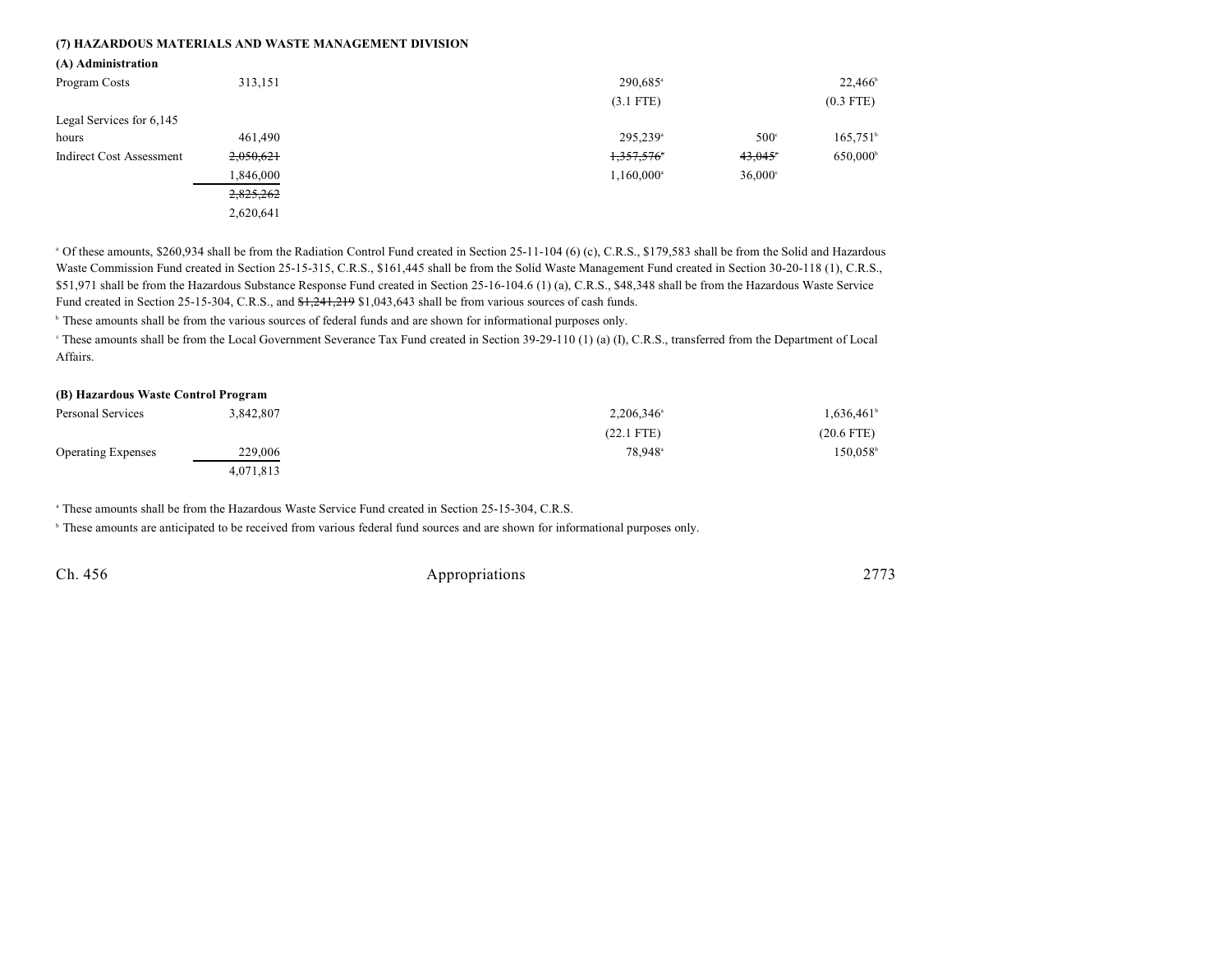### (7) HAZARDOUS MATERIALS AND WASTE MANAGEMENT DIVISION

#### (A) Administration

| | | | | | | |
|---|---|---|---|---|---|---|
| Program Costs | 313,151 | | | 290,685[a] | | 22,466[b] |
| | | | | (3.1 FTE) | | (0.3 FTE) |
| Legal Services for 6,145 hours | 461,490 | | | 295,239[a] | 500[c] | 165,751[b] |
| Indirect Cost Assessment | ~~2,050,621~~ | | | ~~1,357,576~~[a] | ~~43,045~~[c] | 650,000[b] |
| | 1,846,000 | | | 1,160,000[a] | 36,000[c] | |
| | ~~2,825,262~~ | | | | | |
| | 2,620,641 | | | | | |

[a] Of these amounts, $260,934 shall be from the Radiation Control Fund created in Section 25-11-104 (6) (c), C.R.S., $179,583 shall be from the Solid and Hazardous Waste Commission Fund created in Section 25-15-315, C.R.S., $161,445 shall be from the Solid Waste Management Fund created in Section 30-20-118 (1), C.R.S., $51,971 shall be from the Hazardous Substance Response Fund created in Section 25-16-104.6 (1) (a), C.R.S., $48,348 shall be from the Hazardous Waste Service Fund created in Section 25-15-304, C.R.S., and ~~$1,241,219~~ $1,043,643 shall be from various sources of cash funds.

[b] These amounts shall be from the various sources of federal funds and are shown for informational purposes only.

[c] These amounts shall be from the Local Government Severance Tax Fund created in Section 39-29-110 (1) (a) (I), C.R.S., transferred from the Department of Local Affairs.

#### (B) Hazardous Waste Control Program

| | | | | | | |
|---|---|---|---|---|---|---|
| Personal Services | 3,842,807 | | | 2,206,346[a] | | 1,636,461[b] |
| | | | | (22.1 FTE) | | (20.6 FTE) |
| Operating Expenses | 229,006 | | | 78,948[a] | | 150,058[b] |
| | 4,071,813 | | | | | |

[a] These amounts shall be from the Hazardous Waste Service Fund created in Section 25-15-304, C.R.S.

[b] These amounts are anticipated to be received from various federal fund sources and are shown for informational purposes only.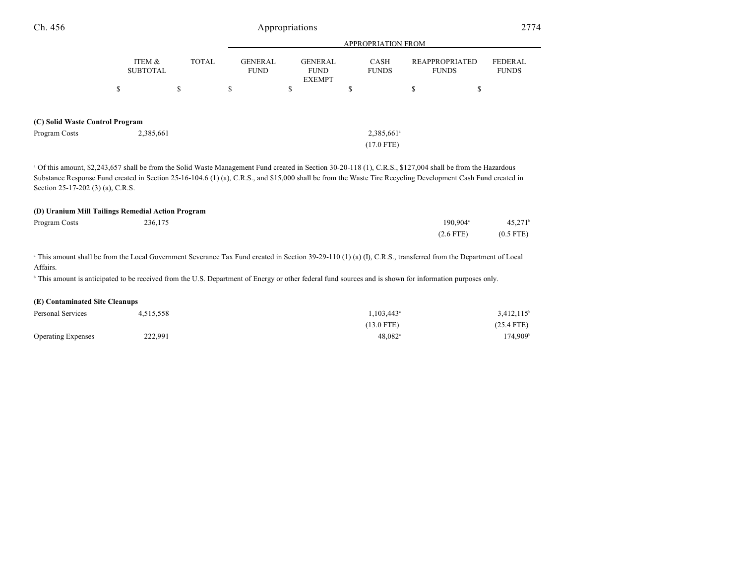| | ITEM & SUBTOTAL | TOTAL | GENERAL FUND | GENERAL FUND EXEMPT | CASH FUNDS | REAPPROPRIATED FUNDS | FEDERAL FUNDS |
|---|---|---|---|---|---|---|---|
| | | | APPROPRIATION FROM | | | | |
| | $ | $ | $ | $ | $ | $ | $ |
| **(C) Solid Waste Control Program** | | | | | | | |
| Program Costs | 2,385,661 | | | | 2,385,661[a] | | |
| | | | | | (17.0 FTE) | | |

[a] Of this amount, $2,243,657 shall be from the Solid Waste Management Fund created in Section 30-20-118 (1), C.R.S., $127,004 shall be from the Hazardous Substance Response Fund created in Section 25-16-104.6 (1) (a), C.R.S., and $15,000 shall be from the Waste Tire Recycling Development Cash Fund created in Section 25-17-202 (3) (a), C.R.S.

| | ITEM & SUBTOTAL | TOTAL | GENERAL FUND | GENERAL FUND EXEMPT | CASH FUNDS | REAPPROPRIATED FUNDS | FEDERAL FUNDS |
|---|---|---|---|---|---|---|---|
| **(D) Uranium Mill Tailings Remedial Action Program** | | | | | | | |
| Program Costs | 236,175 | | | | | 190,904[a] | 45,271[b] |
| | | | | | | (2.6 FTE) | (0.5 FTE) |

[a] This amount shall be from the Local Government Severance Tax Fund created in Section 39-29-110 (1) (a) (I), C.R.S., transferred from the Department of Local Affairs.

[b] This amount is anticipated to be received from the U.S. Department of Energy or other federal fund sources and is shown for information purposes only.

| | ITEM & SUBTOTAL | TOTAL | GENERAL FUND | GENERAL FUND EXEMPT | CASH FUNDS | REAPPROPRIATED FUNDS | FEDERAL FUNDS |
|---|---|---|---|---|---|---|---|
| **(E) Contaminated Site Cleanups** | | | | | | | |
| Personal Services | 4,515,558 | | | | 1,103,443[a] | | 3,412,115[b] |
| | | | | | (13.0 FTE) | | (25.4 FTE) |
| Operating Expenses | 222,991 | | | | 48,082[a] | | 174,909[b] |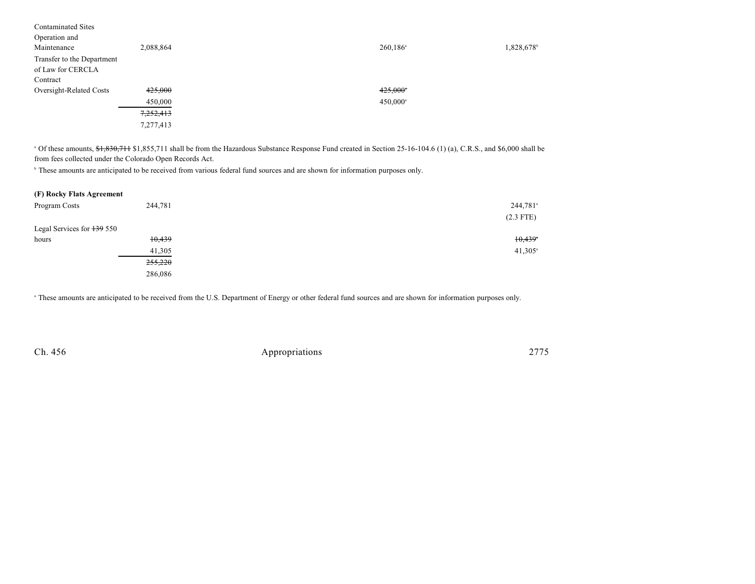| | | | | |
|---|---|---|---|---|
| Contaminated Sites Operation and Maintenance | 2,088,864 | | 260,186[a] | 1,828,678[b] |
| Transfer to the Department of Law for CERCLA Contract Oversight-Related Costs | ~~425,000~~ | | ~~425,000~~[a] | |
| | 450,000 | | 450,000[a] | |
| | ~~7,252,413~~ | | | |
| | 7,277,413 | | | |

[a] Of these amounts, ~~$1,830,711~~ $1,855,711 shall be from the Hazardous Substance Response Fund created in Section 25-16-104.6 (1) (a), C.R.S., and $6,000 shall be from fees collected under the Colorado Open Records Act.

[b] These amounts are anticipated to be received from various federal fund sources and are shown for information purposes only.

**(F) Rocky Flats Agreement**

| | | | | |
|---|---|---|---|---|
| Program Costs | 244,781 | | | 244,781[a] |
| | | | | (2.3 FTE) |
| Legal Services for ~~139~~ 550 hours | ~~10,439~~ | | | ~~10,439~~[a] |
| | 41,305 | | | 41,305[a] |
| | ~~255,220~~ | | | |
| | 286,086 | | | |

[a] These amounts are anticipated to be received from the U.S. Department of Energy or other federal fund sources and are shown for information purposes only.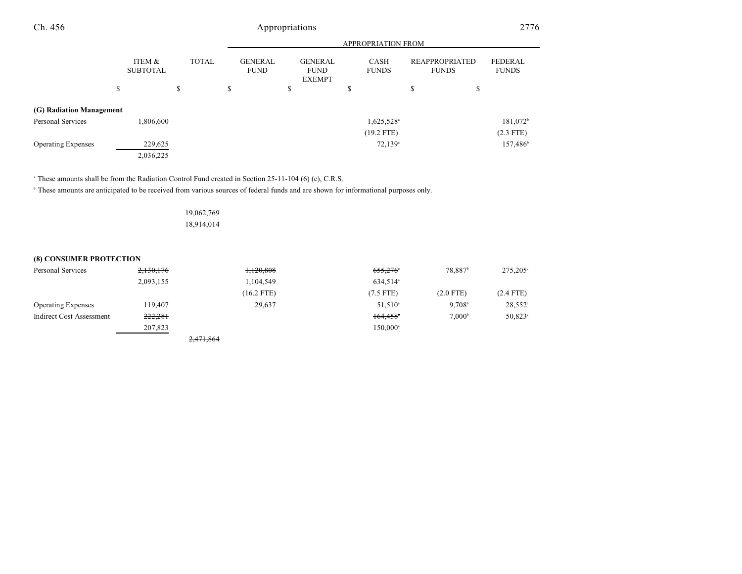| | ITEM & SUBTOTAL | TOTAL | GENERAL FUND | GENERAL FUND EXEMPT | CASH FUNDS | REAPPROPRIATED FUNDS | FEDERAL FUNDS |
|---|---|---|---|---|---|---|---|
| | | | APPROPRIATION FROM | | | | |
| | $ | $ | $ | $ | $ | $ | $ |
| **(G) Radiation Management** | | | | | | | |
| Personal Services | 1,806,600 | | | | 1,625,528[a] | | 181,072[b] |
| | | | | | (19.2 FTE) | | (2.3 FTE) |
| Operating Expenses | 229,625 | | | | 72,139[a] | | 157,486[b] |
| | 2,036,225 | | | | | | |

[a] These amounts shall be from the Radiation Control Fund created in Section 25-11-104 (6) (c), C.R.S.

[b] These amounts are anticipated to be received from various sources of federal funds and are shown for informational purposes only.

| | ITEM & SUBTOTAL | TOTAL | GENERAL FUND | GENERAL FUND EXEMPT | CASH FUNDS | REAPPROPRIATED FUNDS | FEDERAL FUNDS |
|---|---|---|---|---|---|---|---|
| | | ~~19,062,769~~ | | | | | |
| | | 18,914,014 | | | | | |
| **(8) CONSUMER PROTECTION** | | | | | | | |
| Personal Services | ~~2,130,176~~ | | ~~1,120,808~~ | | ~~655,276~~[a] | 78,887[b] | 275,205[c] |
| | 2,093,155 | | 1,104,549 | | 634,514[a] | | |
| | | | (16.2 FTE) | | (7.5 FTE) | (2.0 FTE) | (2.4 FTE) |
| Operating Expenses | 119,407 | | 29,637 | | 51,510[a] | 9,708[b] | 28,552[c] |
| Indirect Cost Assessment | ~~222,281~~ | | | | ~~164,458~~[a] | 7,000[b] | 50,823[c] |
| | 207,823 | | | | 150,000[a] | | |
| | | ~~2,471,864~~ | | | | | |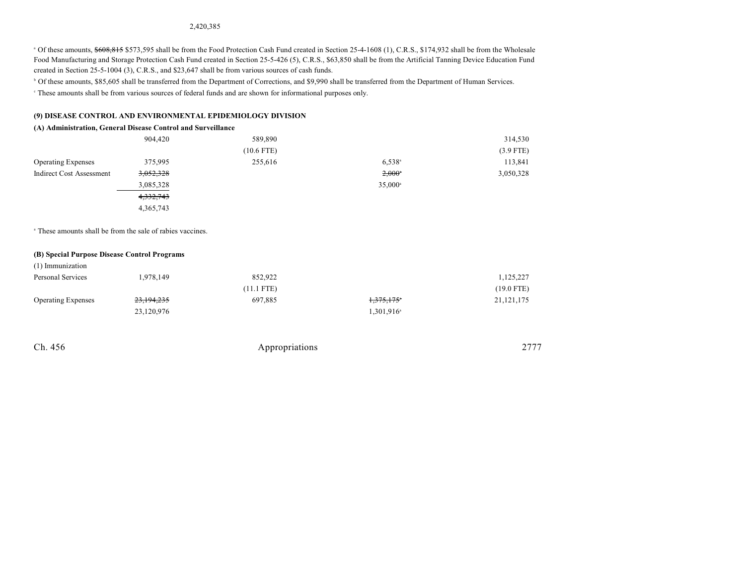2,420,385

[a] Of these amounts, ~~$608,815~~ $573,595 shall be from the Food Protection Cash Fund created in Section 25-4-1608 (1), C.R.S., $174,932 shall be from the Wholesale Food Manufacturing and Storage Protection Cash Fund created in Section 25-5-426 (5), C.R.S., $63,850 shall be from the Artificial Tanning Device Education Fund created in Section 25-5-1004 (3), C.R.S., and $23,647 shall be from various sources of cash funds.

[b] Of these amounts, $85,605 shall be transferred from the Department of Corrections, and $9,990 shall be transferred from the Department of Human Services.

[c] These amounts shall be from various sources of federal funds and are shown for informational purposes only.

**(9) DISEASE CONTROL AND ENVIRONMENTAL EPIDEMIOLOGY DIVISION**

**(A) Administration, General Disease Control and Surveillance**

| | | | | |
|---|---|---|---|---|
| | 904,420 | 589,890 | | 314,530 |
| | | (10.6 FTE) | | (3.9 FTE) |
| Operating Expenses | 375,995 | 255,616 | 6,538[a] | 113,841 |
| Indirect Cost Assessment | ~~3,052,328~~ | | ~~2,000[a]~~ | 3,050,328 |
| | 3,085,328 | | 35,000[a] | |
| | ~~4,332,743~~ | | | |
| | 4,365,743 | | | |

[a] These amounts shall be from the sale of rabies vaccines.

**(B) Special Purpose Disease Control Programs**

(1) Immunization

| | | | | |
|---|---|---|---|---|
| Personal Services | 1,978,149 | 852,922 | | 1,125,227 |
| | | (11.1 FTE) | | (19.0 FTE) |
| Operating Expenses | ~~23,194,235~~ | 697,885 | ~~1,375,175[a]~~ | 21,121,175 |
| | 23,120,976 | | 1,301,916[a] | |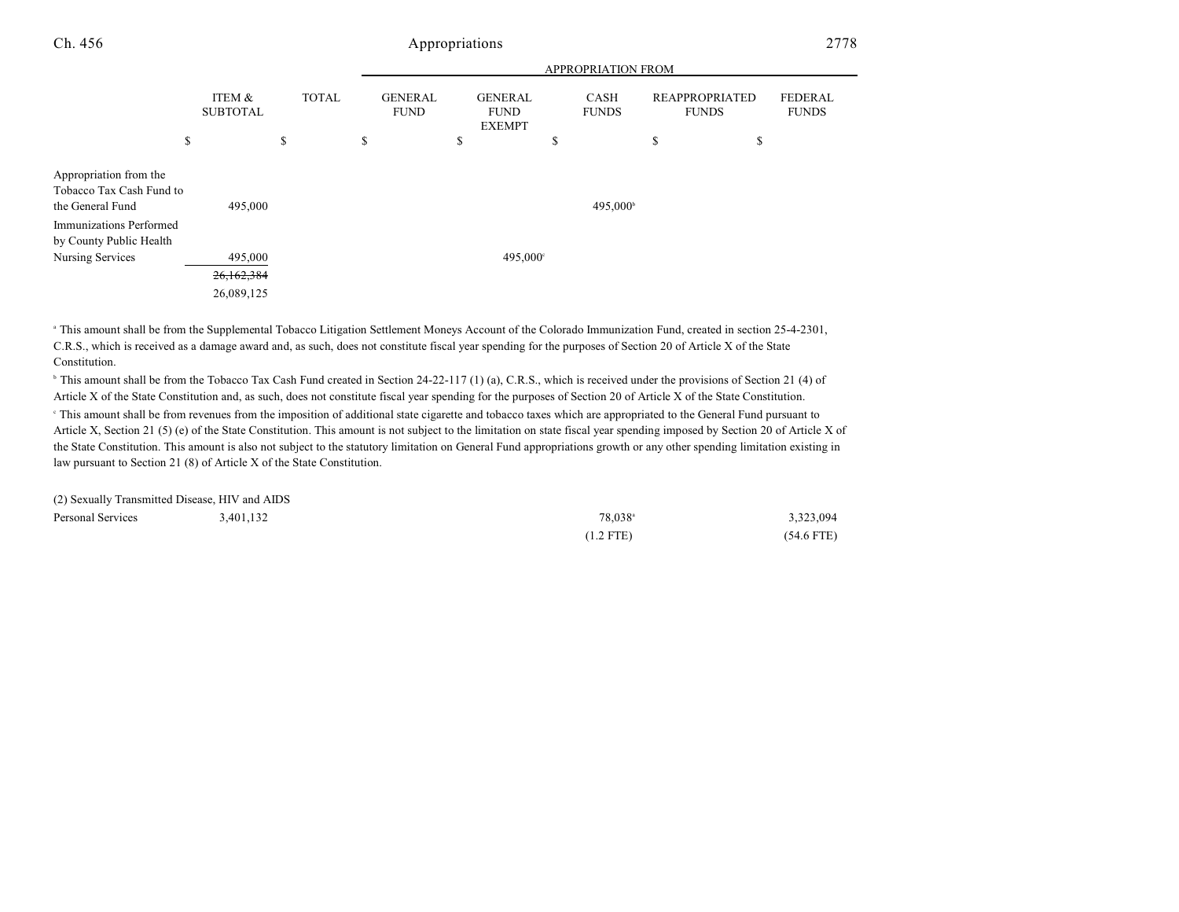| | ITEM & SUBTOTAL | TOTAL | GENERAL FUND | GENERAL FUND EXEMPT | CASH FUNDS | REAPPROPRIATED FUNDS | FEDERAL FUNDS |
|---|---|---|---|---|---|---|---|
| | | | APPROPRIATION FROM | | | | |
| | $ | $ | $ | $ | $ | $ | $ |
| Appropriation from the Tobacco Tax Cash Fund to the General Fund | 495,000 | | | | 495,000[b] | | |
| Immunizations Performed by County Public Health Nursing Services | 495,000 | | | 495,000[c] | | | |
| | ~~26,162,384~~ | | | | | | |
| | 26,089,125 | | | | | | |

[a] This amount shall be from the Supplemental Tobacco Litigation Settlement Moneys Account of the Colorado Immunization Fund, created in section 25-4-2301, C.R.S., which is received as a damage award and, as such, does not constitute fiscal year spending for the purposes of Section 20 of Article X of the State Constitution.

[b] This amount shall be from the Tobacco Tax Cash Fund created in Section 24-22-117 (1) (a), C.R.S., which is received under the provisions of Section 21 (4) of Article X of the State Constitution and, as such, does not constitute fiscal year spending for the purposes of Section 20 of Article X of the State Constitution.

[c] This amount shall be from revenues from the imposition of additional state cigarette and tobacco taxes which are appropriated to the General Fund pursuant to Article X, Section 21 (5) (e) of the State Constitution. This amount is not subject to the limitation on state fiscal year spending imposed by Section 20 of Article X of the State Constitution. This amount is also not subject to the statutory limitation on General Fund appropriations growth or any other spending limitation existing in law pursuant to Section 21 (8) of Article X of the State Constitution.

(2) Sexually Transmitted Disease, HIV and AIDS

| | ITEM & SUBTOTAL | TOTAL | GENERAL FUND | GENERAL FUND EXEMPT | CASH FUNDS | REAPPROPRIATED FUNDS | FEDERAL FUNDS |
|---|---|---|---|---|---|---|---|
| Personal Services | 3,401,132 | | | | 78,038[a] | | 3,323,094 |
| | | | | | (1.2 FTE) | | (54.6 FTE) |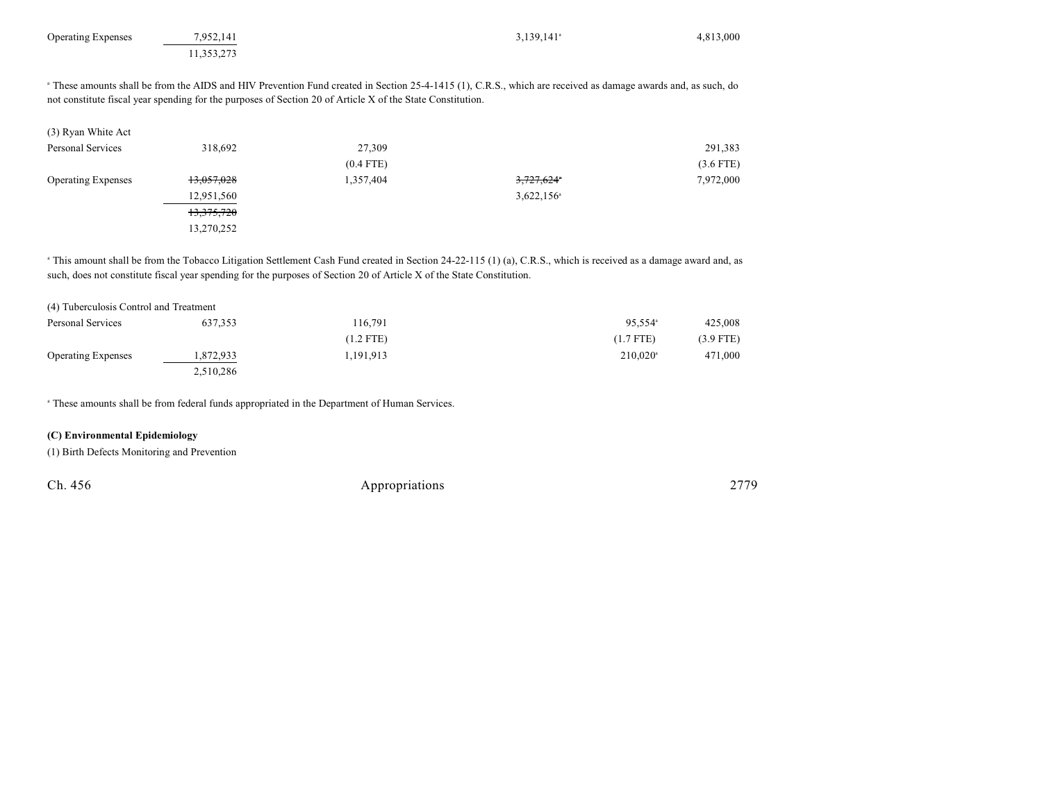| | | | | | |
|---|---|---|---|---|---|
| Operating Expenses | 7,952,141 | | 3,139,141[a] | | 4,813,000 |
| | 11,353,273 | | | | |

[a] These amounts shall be from the AIDS and HIV Prevention Fund created in Section 25-4-1415 (1), C.R.S., which are received as damage awards and, as such, do not constitute fiscal year spending for the purposes of Section 20 of Article X of the State Constitution.

| (3) Ryan White Act | | | | | |
|---|---|---|---|---|---|
| Personal Services | 318,692 | 27,309 | | | 291,383 |
| | | (0.4 FTE) | | | (3.6 FTE) |
| Operating Expenses | ~~13,057,028~~ | 1,357,404 | ~~3,727,624~~[a] | | 7,972,000 |
| | 12,951,560 | | 3,622,156[a] | | |
| | ~~13,375,720~~ | | | | |
| | 13,270,252 | | | | |

[a] This amount shall be from the Tobacco Litigation Settlement Cash Fund created in Section 24-22-115 (1) (a), C.R.S., which is received as a damage award and, as such, does not constitute fiscal year spending for the purposes of Section 20 of Article X of the State Constitution.

| (4) Tuberculosis Control and Treatment | | | | | |
|---|---|---|---|---|---|
| Personal Services | 637,353 | 116,791 | | 95,554[a] | 425,008 |
| | | (1.2 FTE) | | (1.7 FTE) | (3.9 FTE) |
| Operating Expenses | 1,872,933 | 1,191,913 | | 210,020[a] | 471,000 |
| | 2,510,286 | | | | |

[a] These amounts shall be from federal funds appropriated in the Department of Human Services.

**(C) Environmental Epidemiology**

(1) Birth Defects Monitoring and Prevention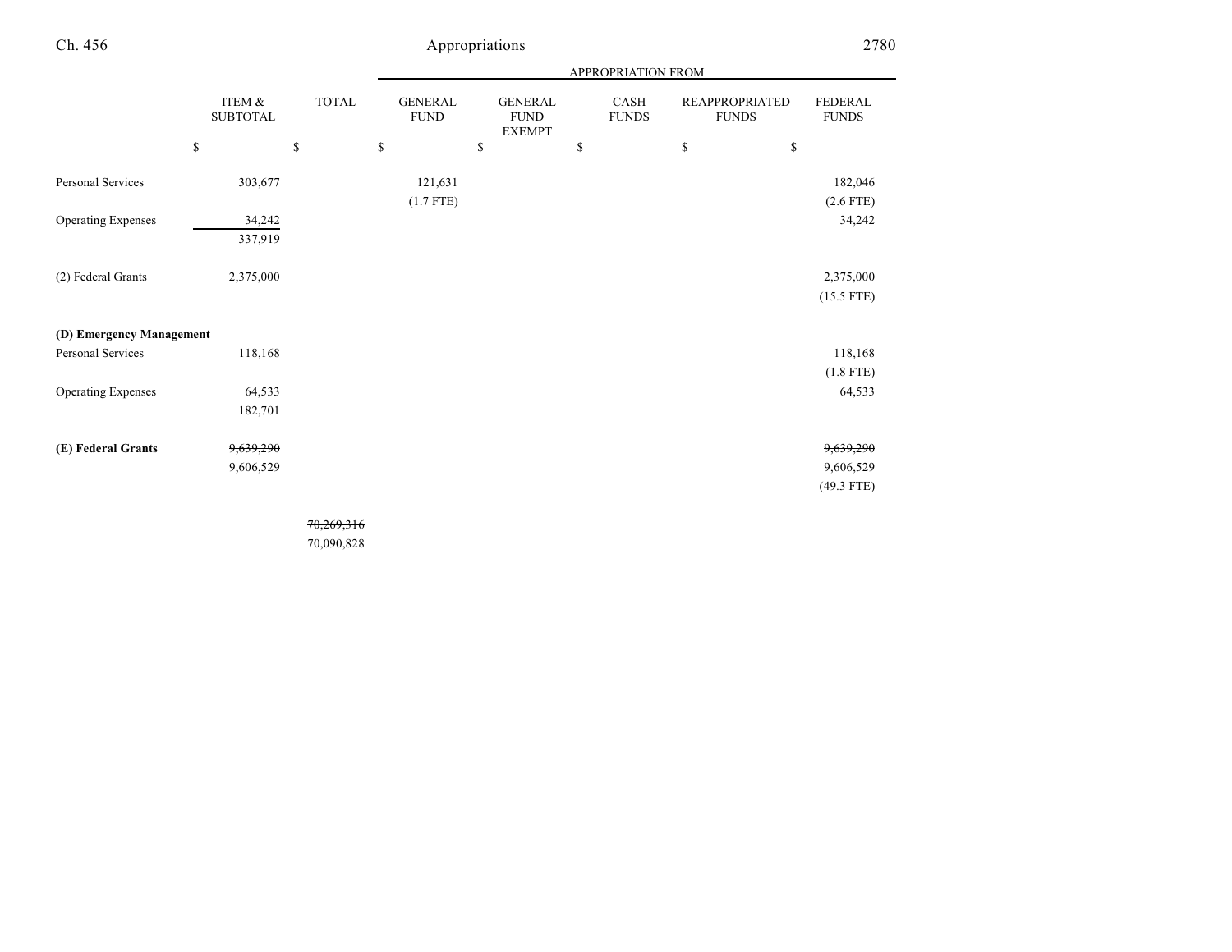| | ITEM & SUBTOTAL | TOTAL | APPROPRIATION FROM | | | | |
|---|---|---|---|---|---|---|---|
| | | | GENERAL FUND | GENERAL FUND EXEMPT | CASH FUNDS | REAPPROPRIATED FUNDS | FEDERAL FUNDS |
| | $ | $ | $ | $ | $ | $ | $ |
| Personal Services | 303,677 | | 121,631 (1.7 FTE) | | | | 182,046 (2.6 FTE) |
| Operating Expenses | 34,242 | | | | | | 34,242 |
| | 337,919 | | | | | | |
| (2) Federal Grants | 2,375,000 | | | | | | 2,375,000 (15.5 FTE) |
| **(D) Emergency Management** | | | | | | | |
| Personal Services | 118,168 | | | | | | 118,168 (1.8 FTE) |
| Operating Expenses | 64,533 | | | | | | 64,533 |
| | 182,701 | | | | | | |
| **(E) Federal Grants** | ~~9,639,290~~ 9,606,529 | | | | | | ~~9,639,290~~ 9,606,529 (49.3 FTE) |
| | | ~~70,269,316~~ 70,090,828 | | | | | |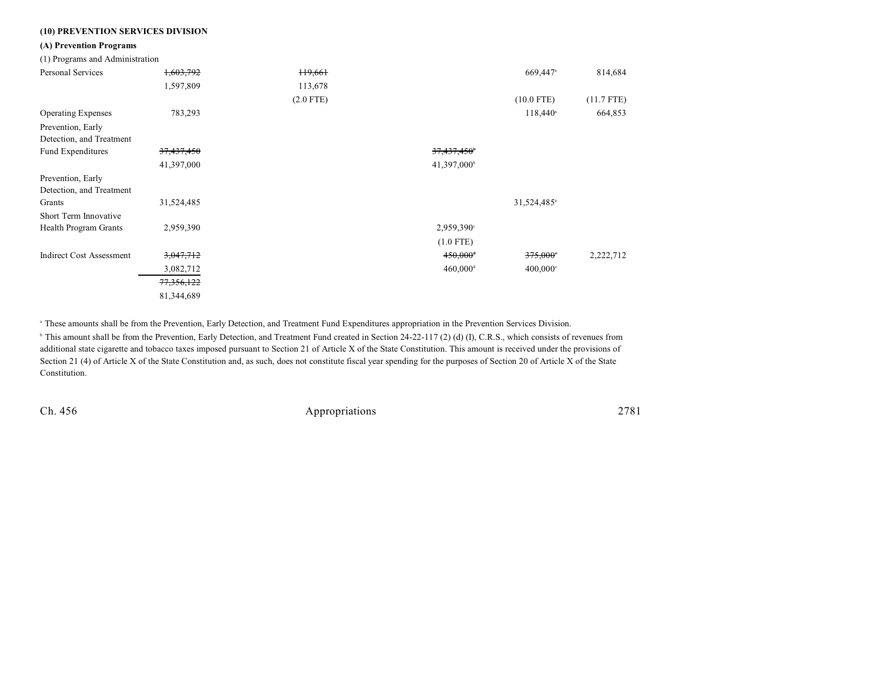**(10) PREVENTION SERVICES DIVISION**

**(A) Prevention Programs**

(1) Programs and Administration

| | | | | | |
|---|---|---|---|---|---|
| Personal Services | ~~1,603,792~~ 1,597,809 | ~~119,661~~ 113,678 (2.0 FTE) | | 669,447[a] (10.0 FTE) | 814,684 (11.7 FTE) |
| Operating Expenses | 783,293 | | | 118,440[a] | 664,853 |
| Prevention, Early Detection, and Treatment Fund Expenditures | ~~37,437,450~~ 41,397,000 | | ~~37,437,450[b]~~ 41,397,000[b] | | |
| Prevention, Early Detection, and Treatment Grants | 31,524,485 | | | 31,524,485[a] | |
| Short Term Innovative Health Program Grants | 2,959,390 | | 2,959,390[c] (1.0 FTE) | | |
| Indirect Cost Assessment | ~~3,047,712~~ 3,082,712 | | ~~450,000[d]~~ 460,000[d] | ~~375,000[e]~~ 400,000[e] | 2,222,712 |
| | ~~77,356,122~~ 81,344,689 | | | | |

[a] These amounts shall be from the Prevention, Early Detection, and Treatment Fund Expenditures appropriation in the Prevention Services Division.

[b] This amount shall be from the Prevention, Early Detection, and Treatment Fund created in Section 24-22-117 (2) (d) (I), C.R.S., which consists of revenues from additional state cigarette and tobacco taxes imposed pursuant to Section 21 of Article X of the State Constitution. This amount is received under the provisions of Section 21 (4) of Article X of the State Constitution and, as such, does not constitute fiscal year spending for the purposes of Section 20 of Article X of the State Constitution.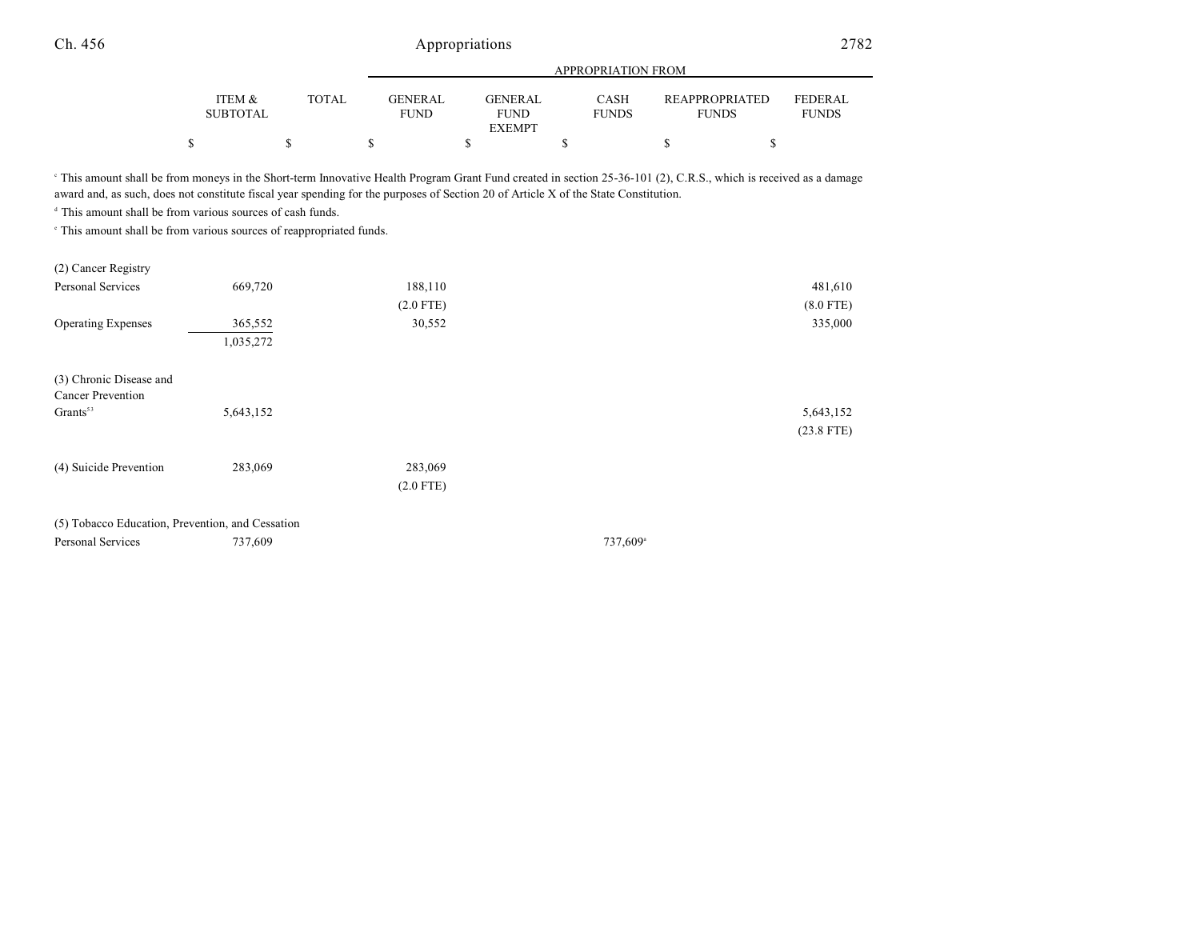| | ITEM & SUBTOTAL | TOTAL | GENERAL FUND | GENERAL FUND EXEMPT | CASH FUNDS | REAPPROPRIATED FUNDS | FEDERAL FUNDS |
|---|---|---|---|---|---|---|---|
| | | | APPROPRIATION FROM | | | | |
| | $ | $ | $ | $ | $ | $ | $ |

[c] This amount shall be from moneys in the Short-term Innovative Health Program Grant Fund created in section 25-36-101 (2), C.R.S., which is received as a damage award and, as such, does not constitute fiscal year spending for the purposes of Section 20 of Article X of the State Constitution.

[d] This amount shall be from various sources of cash funds.

[e] This amount shall be from various sources of reappropriated funds.

| | ITEM & SUBTOTAL | TOTAL | GENERAL FUND | GENERAL FUND EXEMPT | CASH FUNDS | REAPPROPRIATED FUNDS | FEDERAL FUNDS |
|---|---|---|---|---|---|---|---|
| (2) Cancer Registry | | | | | | | |
| Personal Services | 669,720 | | 188,110 | | | | 481,610 |
| | | | (2.0 FTE) | | | | (8.0 FTE) |
| Operating Expenses | 365,552 | | 30,552 | | | | 335,000 |
| | 1,035,272 | | | | | | |
| (3) Chronic Disease and Cancer Prevention Grants[53] | 5,643,152 | | | | | | 5,643,152 |
| | | | | | | | (23.8 FTE) |
| (4) Suicide Prevention | 283,069 | | 283,069 | | | | |
| | | | (2.0 FTE) | | | | |
| (5) Tobacco Education, Prevention, and Cessation | | | | | | | |
| Personal Services | 737,609 | | | | 737,609[a] | | |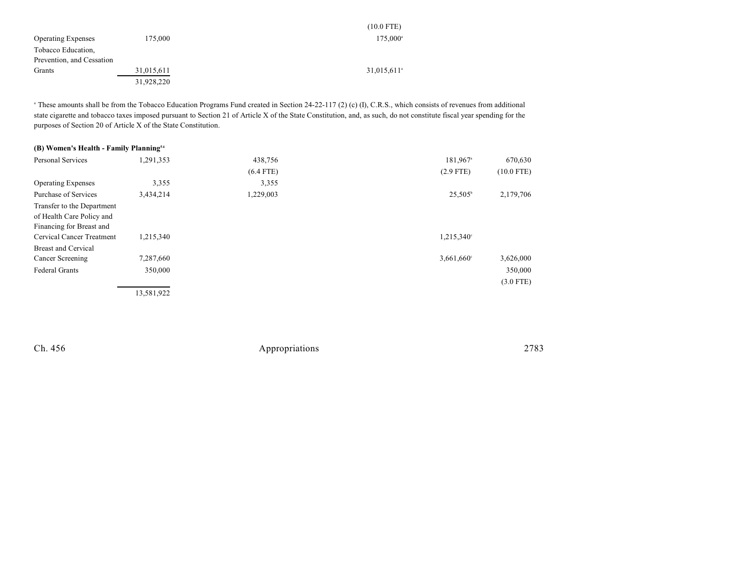| | | | | | |
|---|---|---|---|---|---|
| | | | (10.0 FTE) | | |
| Operating Expenses | 175,000 | | 175,000[a] | | |
| Tobacco Education, Prevention, and Cessation Grants | 31,015,611 | | 31,015,611[a] | | |
| | 31,928,220 | | | | |

[a] These amounts shall be from the Tobacco Education Programs Fund created in Section 24-22-117 (2) (c) (I), C.R.S., which consists of revenues from additional state cigarette and tobacco taxes imposed pursuant to Section 21 of Article X of the State Constitution, and, as such, do not constitute fiscal year spending for the purposes of Section 20 of Article X of the State Constitution.

**(B) Women's Health - Family Planning**[54]

| | | | | | |
|---|---|---|---|---|---|
| Personal Services | 1,291,353 | 438,756 | | 181,967[a] | 670,630 |
| | | (6.4 FTE) | | (2.9 FTE) | (10.0 FTE) |
| Operating Expenses | 3,355 | 3,355 | | | |
| Purchase of Services | 3,434,214 | 1,229,003 | | 25,505[b] | 2,179,706 |
| Transfer to the Department of Health Care Policy and Financing for Breast and Cervical Cancer Treatment | 1,215,340 | | | 1,215,340[c] | |
| Breast and Cervical Cancer Screening | 7,287,660 | | | 3,661,660[c] | 3,626,000 |
| Federal Grants | 350,000 | | | | 350,000 |
| | | | | | (3.0 FTE) |
| | 13,581,922 | | | | |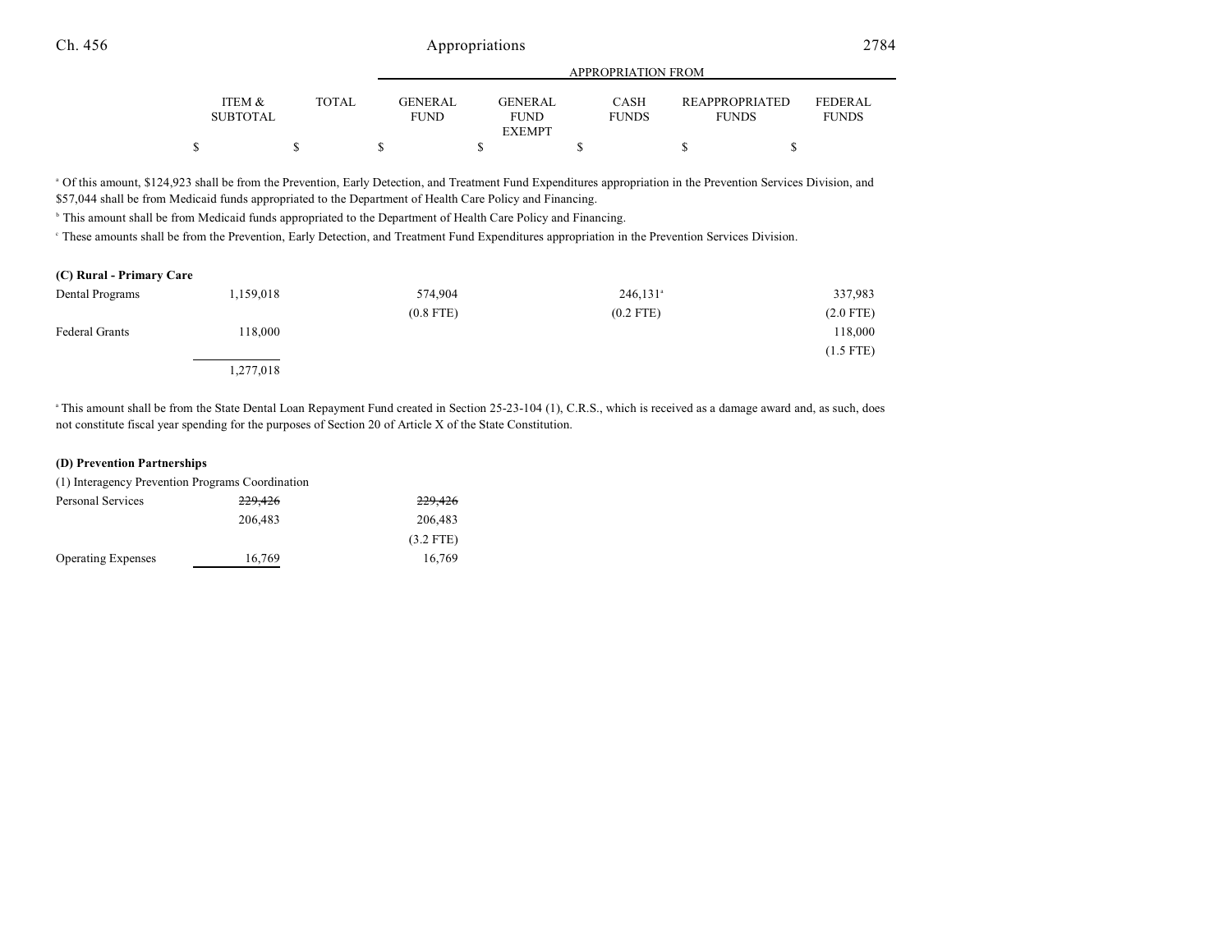| | ITEM & SUBTOTAL | TOTAL | GENERAL FUND | GENERAL FUND EXEMPT | CASH FUNDS | REAPPROPRIATED FUNDS | FEDERAL FUNDS |
|---|---|---|---|---|---|---|---|
| | | | APPROPRIATION FROM | | | | |
| | $ | $ | $ | $ | $ | $ | $ |

[a] Of this amount, $124,923 shall be from the Prevention, Early Detection, and Treatment Fund Expenditures appropriation in the Prevention Services Division, and $57,044 shall be from Medicaid funds appropriated to the Department of Health Care Policy and Financing.

[b] This amount shall be from Medicaid funds appropriated to the Department of Health Care Policy and Financing.

[c] These amounts shall be from the Prevention, Early Detection, and Treatment Fund Expenditures appropriation in the Prevention Services Division.

| | ITEM & SUBTOTAL | TOTAL | GENERAL FUND | GENERAL FUND EXEMPT | CASH FUNDS | REAPPROPRIATED FUNDS | FEDERAL FUNDS |
|---|---|---|---|---|---|---|---|
| **(C) Rural - Primary Care** | | | | | | | |
| Dental Programs | 1,159,018 | | 574,904 | | 246,131[a] | | 337,983 |
| | | | (0.8 FTE) | | (0.2 FTE) | | (2.0 FTE) |
| Federal Grants | 118,000 | | | | | | 118,000 |
| | | | | | | | (1.5 FTE) |
| | 1,277,018 | | | | | | |

[a] This amount shall be from the State Dental Loan Repayment Fund created in Section 25-23-104 (1), C.R.S., which is received as a damage award and, as such, does not constitute fiscal year spending for the purposes of Section 20 of Article X of the State Constitution.

| | ITEM & SUBTOTAL | TOTAL | GENERAL FUND | GENERAL FUND EXEMPT | CASH FUNDS | REAPPROPRIATED FUNDS | FEDERAL FUNDS |
|---|---|---|---|---|---|---|---|
| **(D) Prevention Partnerships** | | | | | | | |
| (1) Interagency Prevention Programs Coordination | | | | | | | |
| Personal Services | ~~229,426~~ | | ~~229,426~~ | | | | |
| | 206,483 | | 206,483 | | | | |
| | | | (3.2 FTE) | | | | |
| Operating Expenses | 16,769 | | 16,769 | | | | |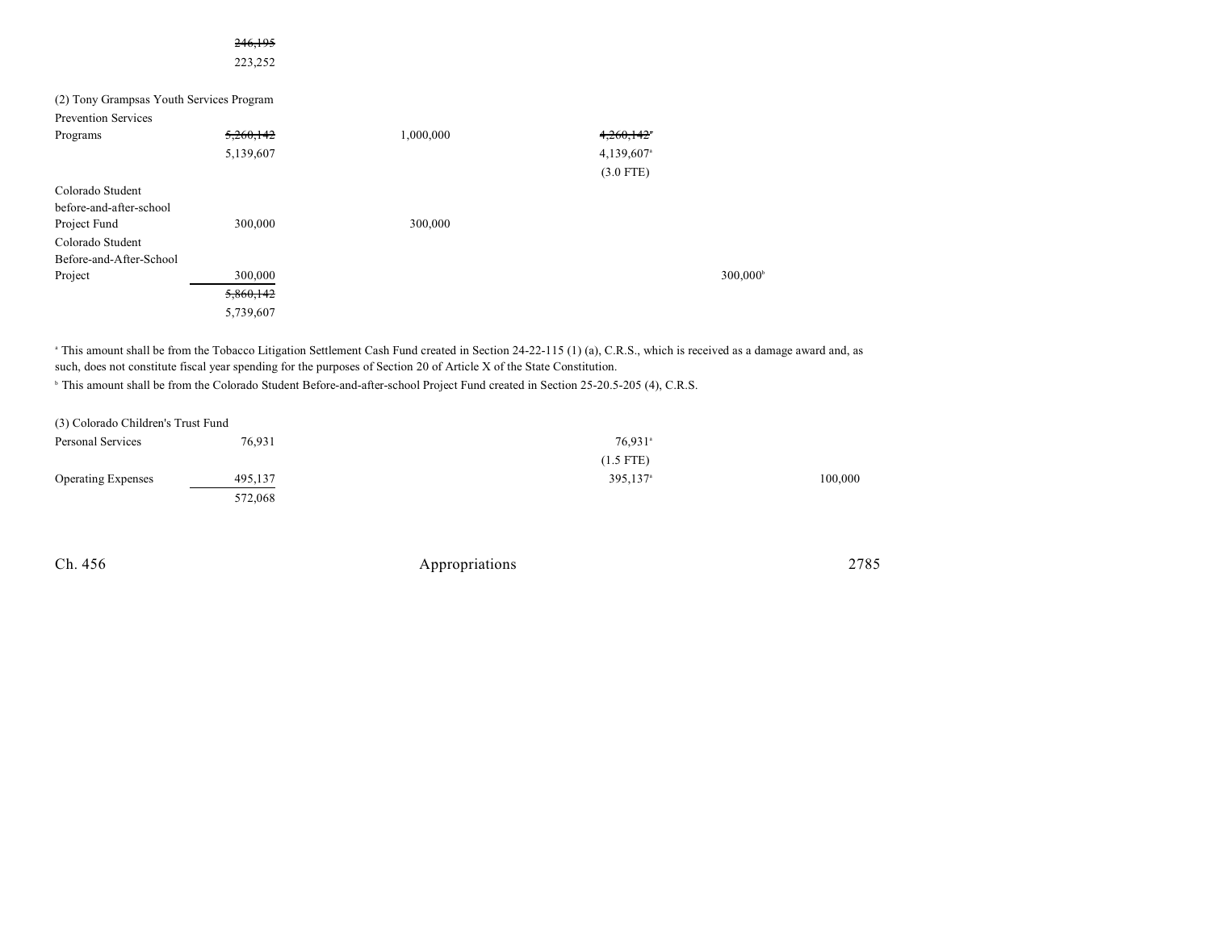| | | | | | |
|---|---|---|---|---|---|
| | ~~246,195~~ | | | | |
| | 223,252 | | | | |
| (2) Tony Grampsas Youth Services Program | | | | | |
| Prevention Services Programs | ~~5,260,142~~ | 1,000,000 | ~~4,260,142~~[a] | | |
| | 5,139,607 | | 4,139,607[a] | | |
| | | | (3.0 FTE) | | |
| Colorado Student before-and-after-school Project Fund | 300,000 | 300,000 | | | |
| Colorado Student Before-and-After-School Project | 300,000 | | | 300,000[b] | |
| | ~~5,860,142~~ | | | | |
| | 5,739,607 | | | | |

[a] This amount shall be from the Tobacco Litigation Settlement Cash Fund created in Section 24-22-115 (1) (a), C.R.S., which is received as a damage award and, as such, does not constitute fiscal year spending for the purposes of Section 20 of Article X of the State Constitution.

[b] This amount shall be from the Colorado Student Before-and-after-school Project Fund created in Section 25-20.5-205 (4), C.R.S.

| | | | | | |
|---|---|---|---|---|---|
| (3) Colorado Children's Trust Fund | | | | | |
| Personal Services | 76,931 | | 76,931[a] | | |
| | | | (1.5 FTE) | | |
| Operating Expenses | 495,137 | | 395,137[a] | | 100,000 |
| | 572,068 | | | | |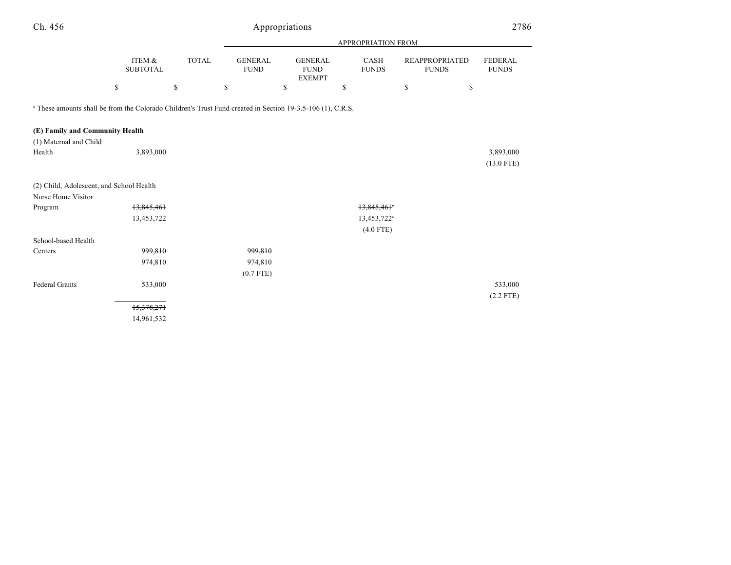| | ITEM & SUBTOTAL | TOTAL | GENERAL FUND | GENERAL FUND EXEMPT | CASH FUNDS | REAPPROPRIATED FUNDS | FEDERAL FUNDS |
|---|---|---|---|---|---|---|---|
| | | | APPROPRIATION FROM | | | | |
| | $ | $ | $ | $ | $ | $ | $ |

[a] These amounts shall be from the Colorado Children's Trust Fund created in Section 19-3.5-106 (1), C.R.S.

| | ITEM & SUBTOTAL | TOTAL | GENERAL FUND | GENERAL FUND EXEMPT | CASH FUNDS | REAPPROPRIATED FUNDS | FEDERAL FUNDS |
|---|---|---|---|---|---|---|---|
| **(E) Family and Community Health** | | | | | | | |
| (1) Maternal and Child Health | 3,893,000 | | | | | | 3,893,000 (13.0 FTE) |
| (2) Child, Adolescent, and School Health | | | | | | | |
| Nurse Home Visitor Program | ~~13,845,461~~ 13,453,722 | | | | ~~13,845,461[a]~~ 13,453,722[a] (4.0 FTE) | | |
| School-based Health Centers | ~~999,810~~ 974,810 | | ~~999,810~~ 974,810 (0.7 FTE) | | | | |
| Federal Grants | 533,000 | | | | | | 533,000 (2.2 FTE) |
| | ~~15,378,271~~ 14,961,532 | | | | | | |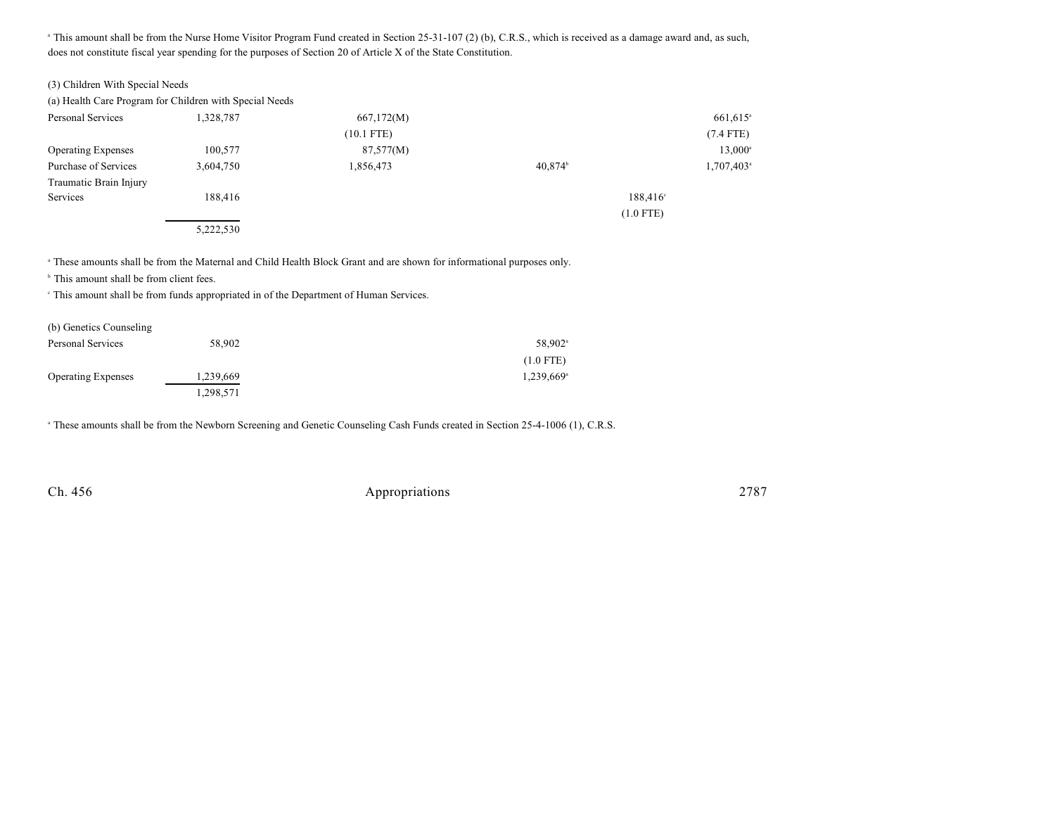[a] This amount shall be from the Nurse Home Visitor Program Fund created in Section 25-31-107 (2) (b), C.R.S., which is received as a damage award and, as such, does not constitute fiscal year spending for the purposes of Section 20 of Article X of the State Constitution.

(3) Children With Special Needs

(a) Health Care Program for Children with Special Needs

| | | | | | |
|---|---|---|---|---|---|
| Personal Services | 1,328,787 | 667,172(M) | | | 661,615[a] |
| | | (10.1 FTE) | | | (7.4 FTE) |
| Operating Expenses | 100,577 | 87,577(M) | | | 13,000[a] |
| Purchase of Services | 3,604,750 | 1,856,473 | 40,874[b] | | 1,707,403[a] |
| Traumatic Brain Injury Services | 188,416 | | | 188,416[c] | |
| | | | | (1.0 FTE) | |
| | 5,222,530 | | | | |

[a] These amounts shall be from the Maternal and Child Health Block Grant and are shown for informational purposes only.

[b] This amount shall be from client fees.

[c] This amount shall be from funds appropriated in of the Department of Human Services.

(b) Genetics Counseling

| | | | |
|---|---|---|---|
| Personal Services | 58,902 | | 58,902[a] |
| | | | (1.0 FTE) |
| Operating Expenses | 1,239,669 | | 1,239,669[a] |
| | 1,298,571 | | |

[a] These amounts shall be from the Newborn Screening and Genetic Counseling Cash Funds created in Section 25-4-1006 (1), C.R.S.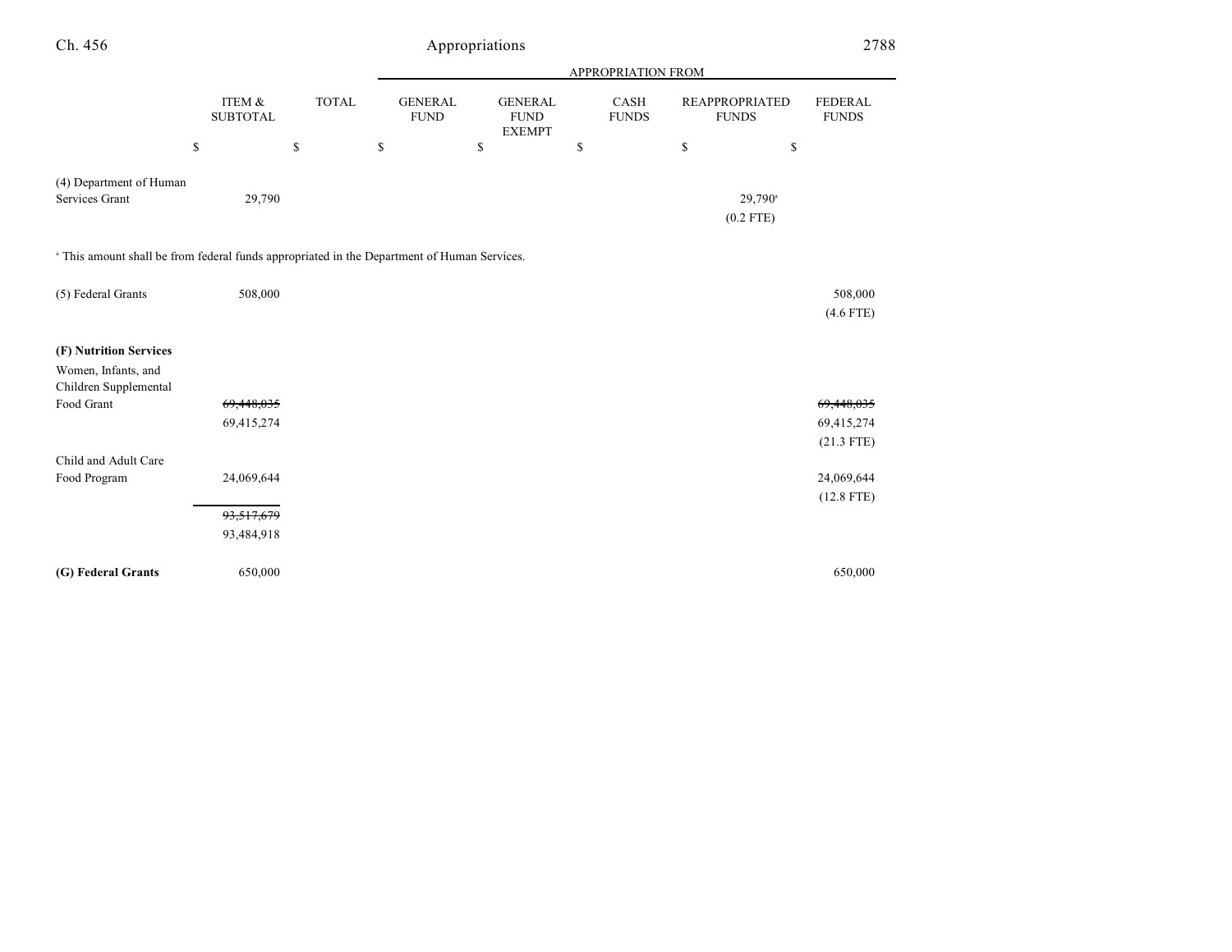| | ITEM & SUBTOTAL | TOTAL | GENERAL FUND | GENERAL FUND EXEMPT | CASH FUNDS | REAPPROPRIATED FUNDS | FEDERAL FUNDS |
|---|---|---|---|---|---|---|---|
| | $ | $ | $ | $ | $ | $ | $ |
| (4) Department of Human Services Grant | 29,790 | | | | | 29,790[a] (0.2 FTE) | |

[a] This amount shall be from federal funds appropriated in the Department of Human Services.

| | ITEM & SUBTOTAL | TOTAL | GENERAL FUND | GENERAL FUND EXEMPT | CASH FUNDS | REAPPROPRIATED FUNDS | FEDERAL FUNDS |
|---|---|---|---|---|---|---|---|
| (5) Federal Grants | 508,000 | | | | | | 508,000 (4.6 FTE) |
| **(F) Nutrition Services** | | | | | | | |
| Women, Infants, and Children Supplemental Food Grant | ~~69,448,035~~ 69,415,274 | | | | | | ~~69,448,035~~ 69,415,274 (21.3 FTE) |
| Child and Adult Care Food Program | 24,069,644 | | | | | | 24,069,644 (12.8 FTE) |
| | ~~93,517,679~~ 93,484,918 | | | | | | |
| **(G) Federal Grants** | 650,000 | | | | | | 650,000 |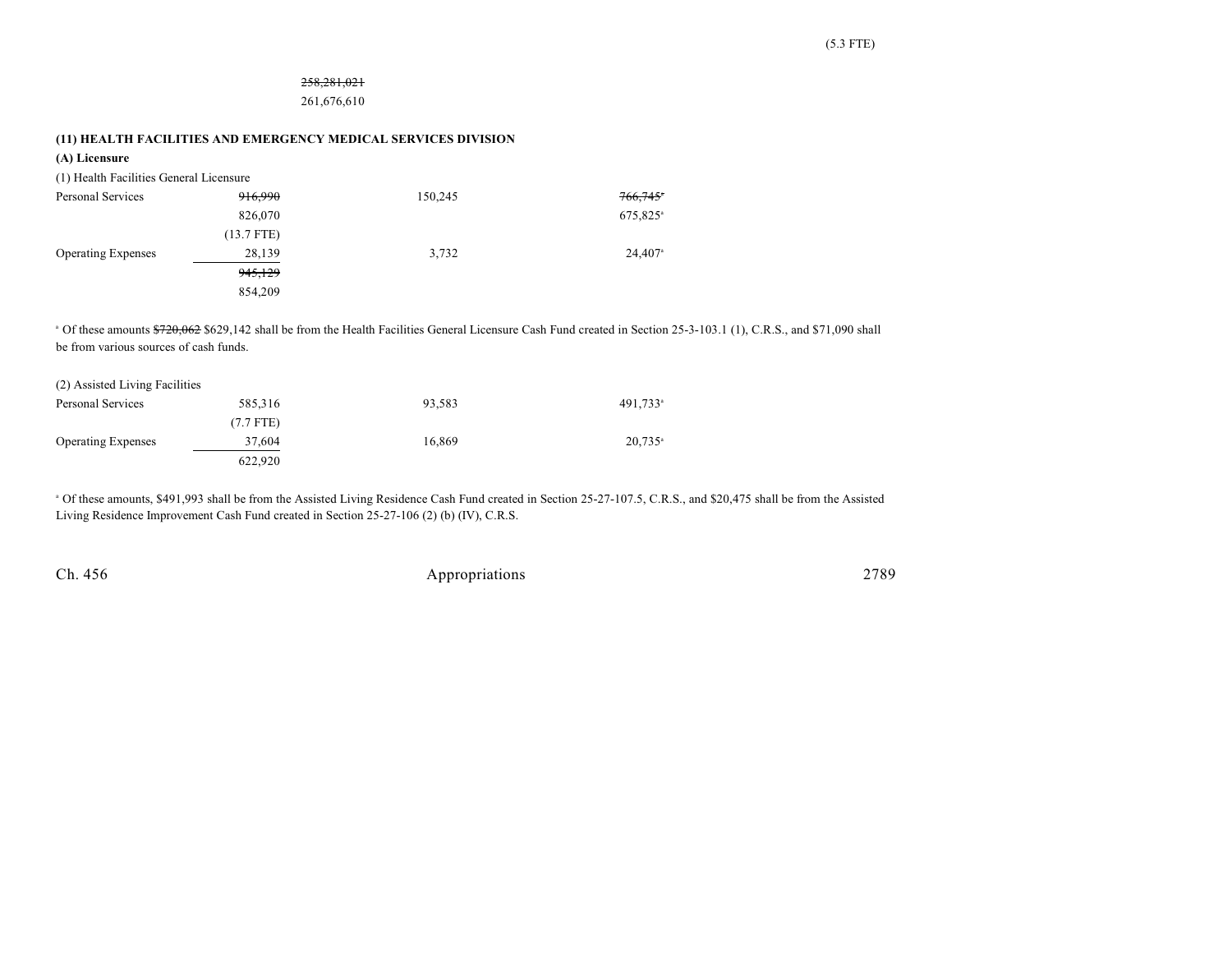(5.3 FTE)

~~258,281,021~~
261,676,610

**(11) HEALTH FACILITIES AND EMERGENCY MEDICAL SERVICES DIVISION**

**(A) Licensure**

| | | | |
|---|---|---|---|
| (1) Health Facilities General Licensure | | | |
| Personal Services | ~~916,990~~ | 150,245 | ~~766,745~~[a] |
| | 826,070 | | 675,825[a] |
| | (13.7 FTE) | | |
| Operating Expenses | 28,139 | 3,732 | 24,407[a] |
| | ~~945,129~~ | | |
| | 854,209 | | |

[a] Of these amounts ~~$720,062~~ $629,142 shall be from the Health Facilities General Licensure Cash Fund created in Section 25-3-103.1 (1), C.R.S., and $71,090 shall be from various sources of cash funds.

| | | | |
|---|---|---|---|
| (2) Assisted Living Facilities | | | |
| Personal Services | 585,316 | 93,583 | 491,733[a] |
| | (7.7 FTE) | | |
| Operating Expenses | 37,604 | 16,869 | 20,735[a] |
| | 622,920 | | |

[a] Of these amounts, $491,993 shall be from the Assisted Living Residence Cash Fund created in Section 25-27-107.5, C.R.S., and $20,475 shall be from the Assisted Living Residence Improvement Cash Fund created in Section 25-27-106 (2) (b) (IV), C.R.S.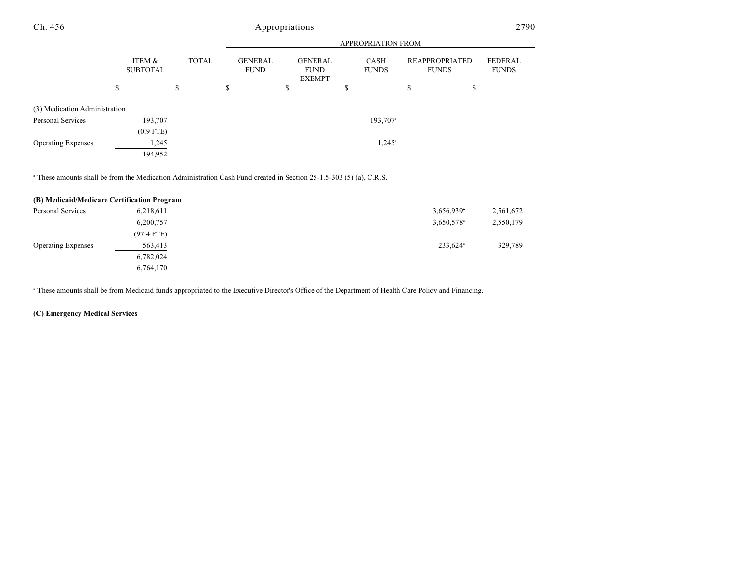| | ITEM & SUBTOTAL | TOTAL | APPROPRIATION FROM GENERAL FUND | GENERAL FUND EXEMPT | CASH FUNDS | REAPPROPRIATED FUNDS | FEDERAL FUNDS |
|---|---|---|---|---|---|---|---|
| | $ | $ | $ | $ | $ | $ | $ |
| (3) Medication Administration | | | | | | | |
| Personal Services | 193,707 | | | | 193,707[a] | | |
| | (0.9 FTE) | | | | | | |
| Operating Expenses | 1,245 | | | | 1,245[a] | | |
| | 194,952 | | | | | | |

[a] These amounts shall be from the Medication Administration Cash Fund created in Section 25-1.5-303 (5) (a), C.R.S.

**(B) Medicaid/Medicare Certification Program**

| | ITEM & SUBTOTAL | TOTAL | GENERAL FUND | GENERAL FUND EXEMPT | CASH FUNDS | REAPPROPRIATED FUNDS | FEDERAL FUNDS |
|---|---|---|---|---|---|---|---|
| Personal Services | ~~6,218,611~~ | | | | | ~~3,656,939~~[a] | ~~2,561,672~~ |
| | 6,200,757 | | | | | 3,650,578[a] | 2,550,179 |
| | (97.4 FTE) | | | | | | |
| Operating Expenses | 563,413 | | | | | 233,624[a] | 329,789 |
| | ~~6,782,024~~ | | | | | | |
| | 6,764,170 | | | | | | |

[a] These amounts shall be from Medicaid funds appropriated to the Executive Director's Office of the Department of Health Care Policy and Financing.

**(C) Emergency Medical Services**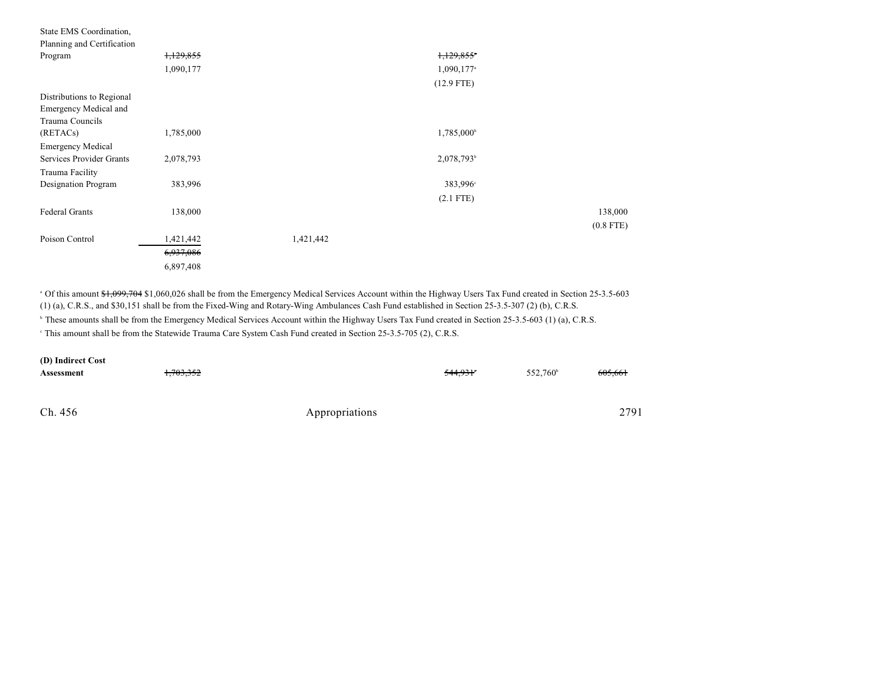| | | | | |
|---|---|---|---|---|
| State EMS Coordination, Planning and Certification Program | ~~1,129,855~~ 1,090,177 | | ~~1,129,855~~[a] 1,090,177[a] (12.9 FTE) | | |
| Distributions to Regional Emergency Medical and Trauma Councils (RETACs) | 1,785,000 | | 1,785,000[b] | | |
| Emergency Medical Services Provider Grants | 2,078,793 | | 2,078,793[b] | | |
| Trauma Facility Designation Program | 383,996 | | 383,996[c] (2.1 FTE) | | |
| Federal Grants | 138,000 | | | | 138,000 (0.8 FTE) |
| Poison Control | 1,421,442 | 1,421,442 | | | |
| | ~~6,937,086~~ 6,897,408 | | | | |

[a] Of this amount ~~$1,099,704~~ $1,060,026 shall be from the Emergency Medical Services Account within the Highway Users Tax Fund created in Section 25-3.5-603 (1) (a), C.R.S., and $30,151 shall be from the Fixed-Wing and Rotary-Wing Ambulances Cash Fund established in Section 25-3.5-307 (2) (b), C.R.S.

[b] These amounts shall be from the Emergency Medical Services Account within the Highway Users Tax Fund created in Section 25-3.5-603 (1) (a), C.R.S.

[c] This amount shall be from the Statewide Trauma Care System Cash Fund created in Section 25-3.5-705 (2), C.R.S.

| | | | | | |
|---|---|---|---|---|---|
| **(D) Indirect Cost Assessment** | ~~1,703,352~~ | | ~~544,931~~[a] | 552,760[b] | ~~605,661~~ |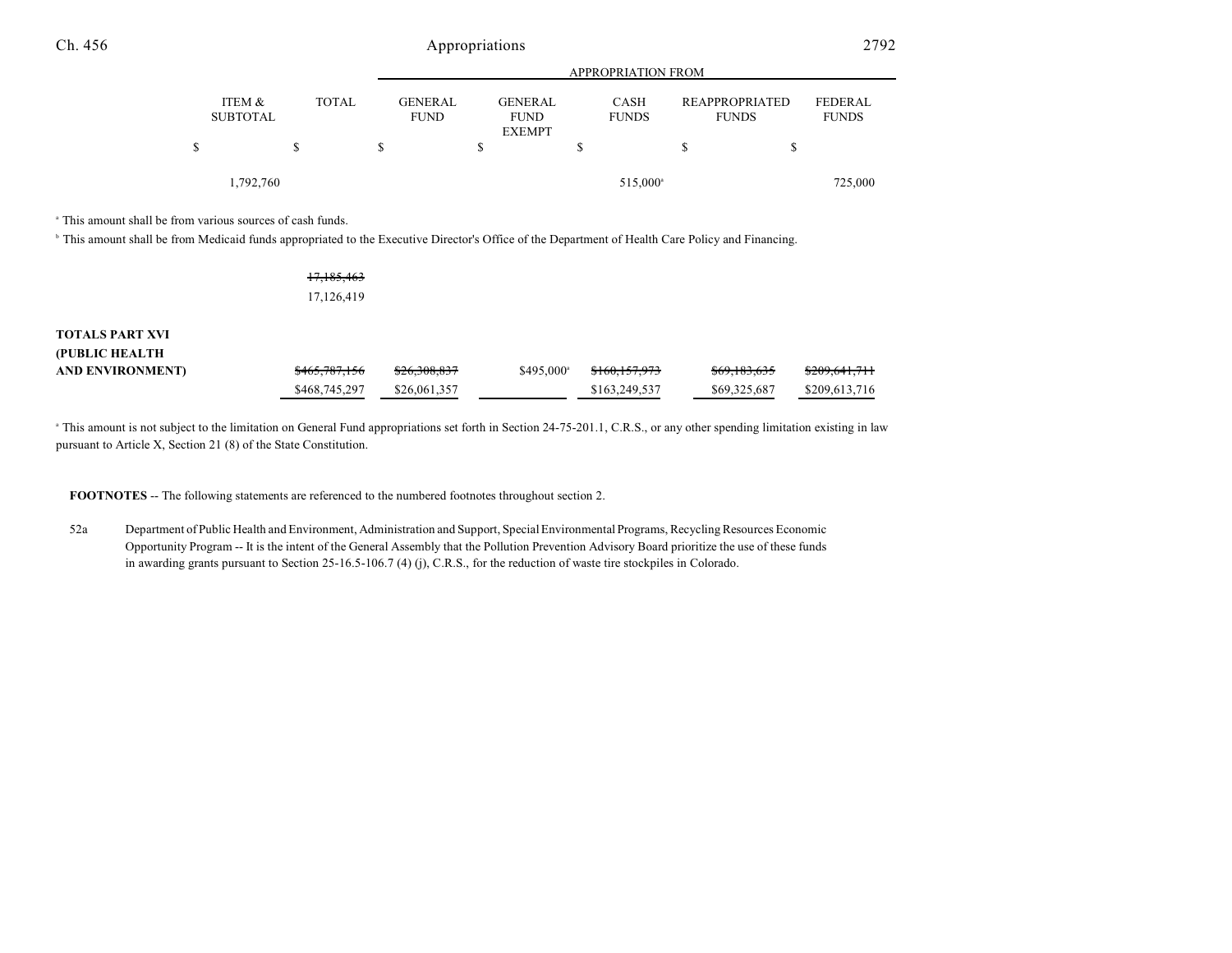| | ITEM & SUBTOTAL | TOTAL | GENERAL FUND | GENERAL FUND EXEMPT | CASH FUNDS | REAPPROPRIATED FUNDS | FEDERAL FUNDS |
|---|---|---|---|---|---|---|---|
| | | | APPROPRIATION FROM | | | | |
| | $ | $ | $ | $ | $ | $ | $ |
| | 1,792,760 | | | | 515,000[a] | | 725,000 |

[a] This amount shall be from various sources of cash funds.

[b] This amount shall be from Medicaid funds appropriated to the Executive Director's Office of the Department of Health Care Policy and Financing.

| | ITEM & SUBTOTAL | TOTAL | GENERAL FUND | GENERAL FUND EXEMPT | CASH FUNDS | REAPPROPRIATED FUNDS | FEDERAL FUNDS |
|---|---|---|---|---|---|---|---|
| | | ~~17,185,463~~ 17,126,419 | | | | | |
| **TOTALS PART XVI (PUBLIC HEALTH AND ENVIRONMENT)** | | ~~$465,787,156~~ $468,745,297 | ~~$26,308,837~~ $26,061,357 | $495,000[a] | ~~$160,157,973~~ $163,249,537 | ~~$69,183,635~~ $69,325,687 | ~~$209,641,711~~ $209,613,716 |

[a] This amount is not subject to the limitation on General Fund appropriations set forth in Section 24-75-201.1, C.R.S., or any other spending limitation existing in law pursuant to Article X, Section 21 (8) of the State Constitution.

**FOOTNOTES** -- The following statements are referenced to the numbered footnotes throughout section 2.

52a Department of Public Health and Environment, Administration and Support, Special Environmental Programs, Recycling Resources Economic Opportunity Program -- It is the intent of the General Assembly that the Pollution Prevention Advisory Board prioritize the use of these funds in awarding grants pursuant to Section 25-16.5-106.7 (4) (j), C.R.S., for the reduction of waste tire stockpiles in Colorado.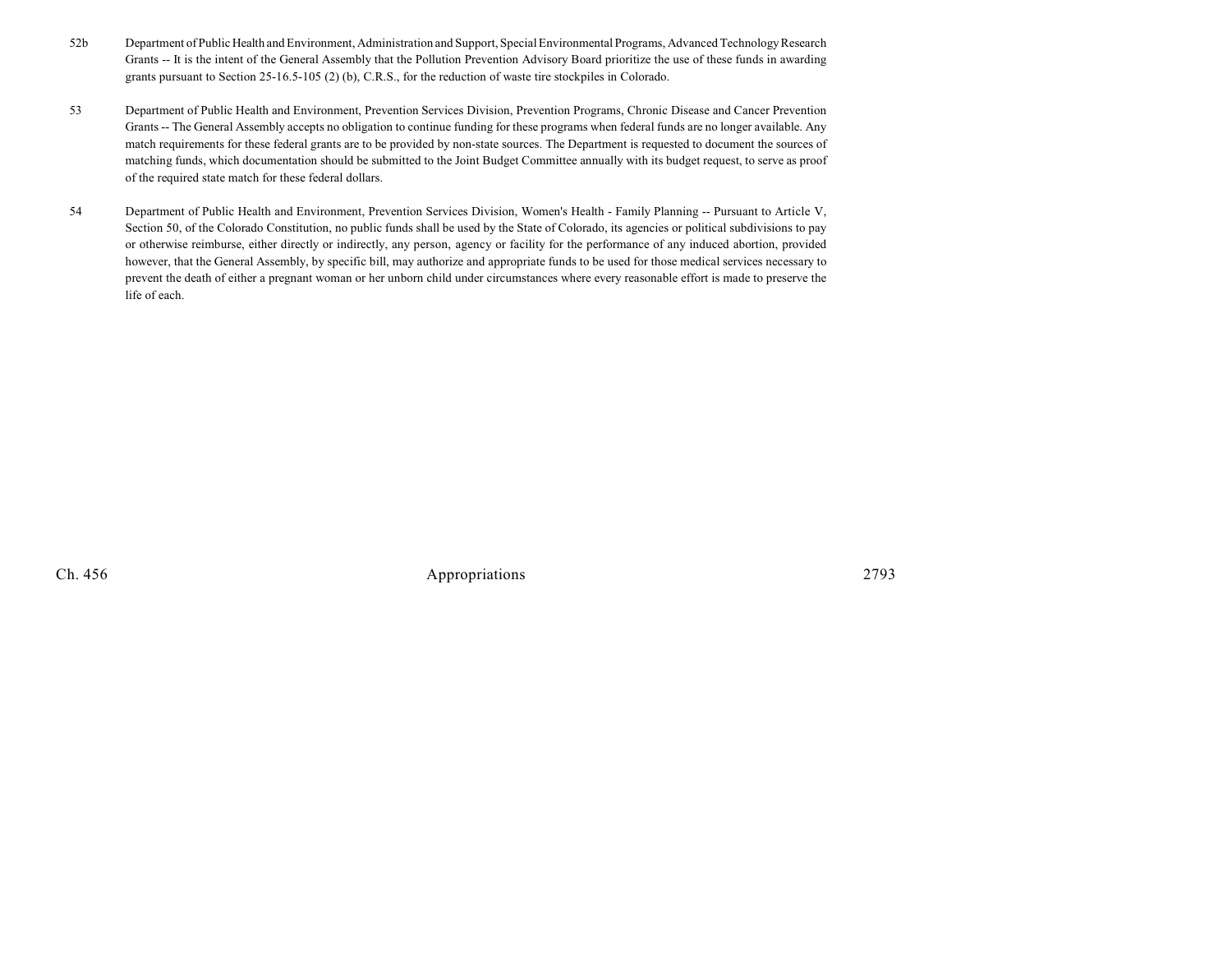52b Department of Public Health and Environment, Administration and Support, Special Environmental Programs, Advanced Technology Research Grants -- It is the intent of the General Assembly that the Pollution Prevention Advisory Board prioritize the use of these funds in awarding grants pursuant to Section 25-16.5-105 (2) (b), C.R.S., for the reduction of waste tire stockpiles in Colorado.

53 Department of Public Health and Environment, Prevention Services Division, Prevention Programs, Chronic Disease and Cancer Prevention Grants -- The General Assembly accepts no obligation to continue funding for these programs when federal funds are no longer available. Any match requirements for these federal grants are to be provided by non-state sources. The Department is requested to document the sources of matching funds, which documentation should be submitted to the Joint Budget Committee annually with its budget request, to serve as proof of the required state match for these federal dollars.

54 Department of Public Health and Environment, Prevention Services Division, Women's Health - Family Planning -- Pursuant to Article V, Section 50, of the Colorado Constitution, no public funds shall be used by the State of Colorado, its agencies or political subdivisions to pay or otherwise reimburse, either directly or indirectly, any person, agency or facility for the performance of any induced abortion, provided however, that the General Assembly, by specific bill, may authorize and appropriate funds to be used for those medical services necessary to prevent the death of either a pregnant woman or her unborn child under circumstances where every reasonable effort is made to preserve the life of each.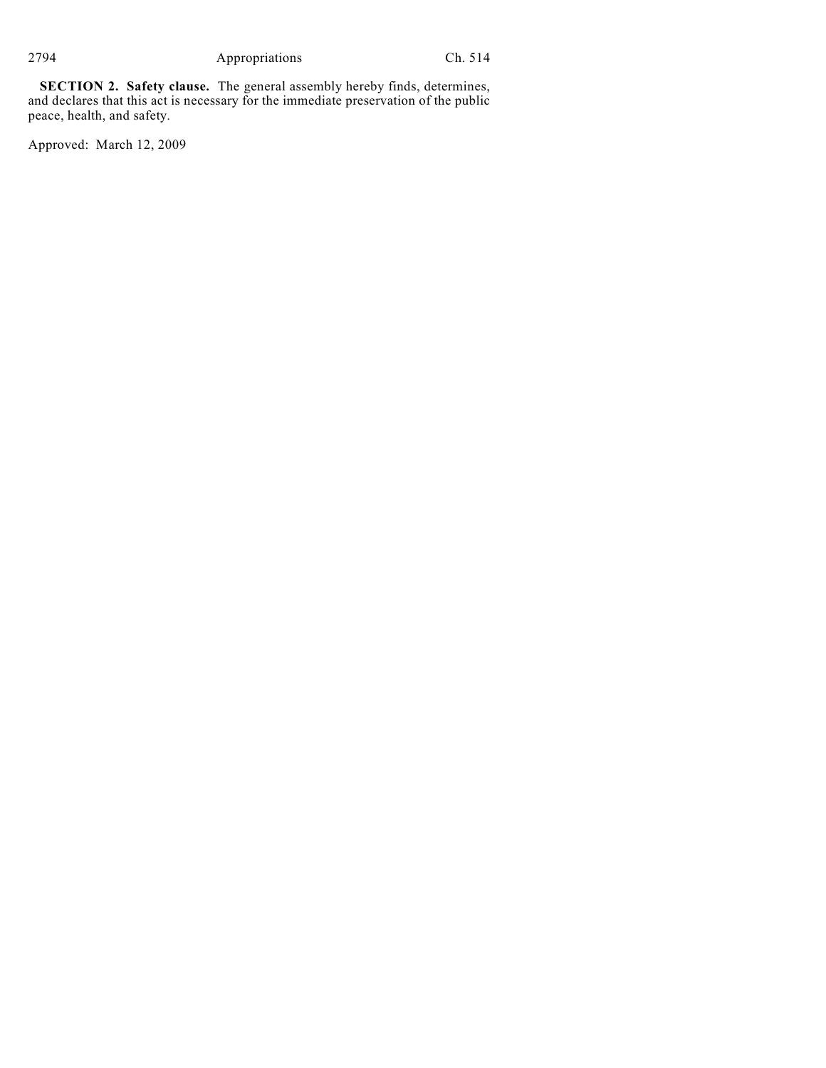**SECTION 2. Safety clause.** The general assembly hereby finds, determines, and declares that this act is necessary for the immediate preservation of the public peace, health, and safety.

Approved: March 12, 2009